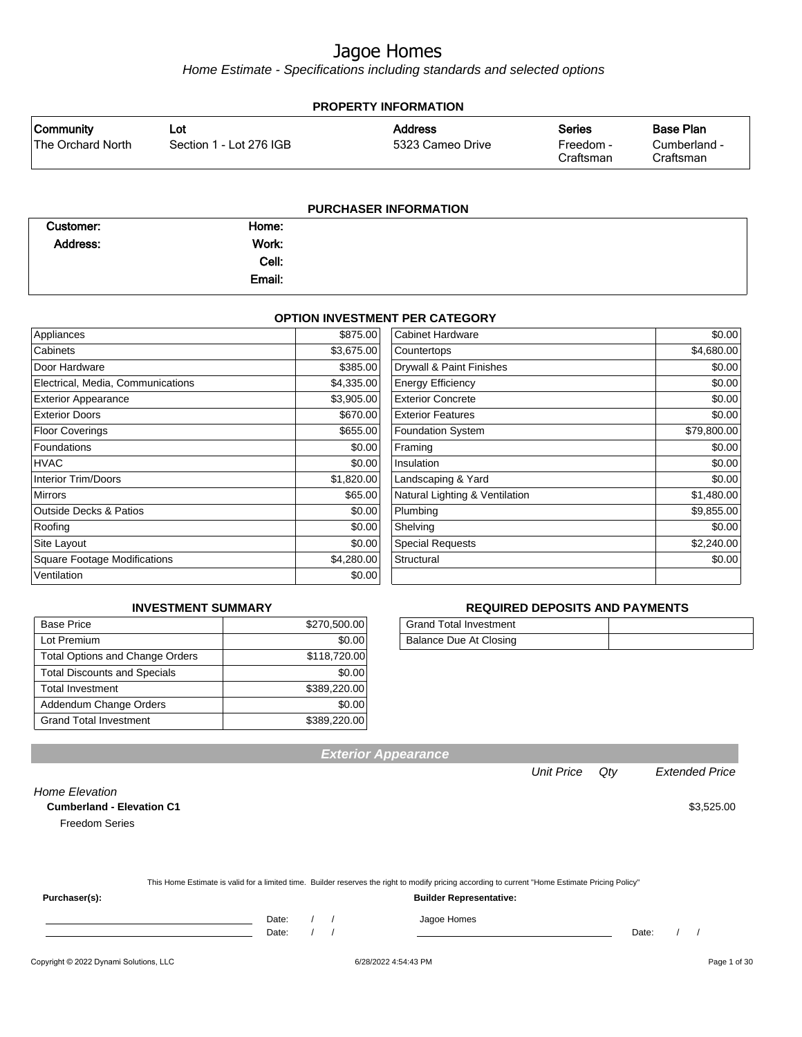# Jagoe Homes

*Home Estimate - Specifications including standards and selected options*

## PROPERTY INFORMATION

| Community | Lot | Address | Series | Base Plan |
|---|---|---|---|---|
| The Orchard North | Section 1 - Lot 276 IGB | 5323 Cameo Drive | Freedom - Craftsman | Cumberland - Craftsman |

## PURCHASER INFORMATION

| | | | |
|---|---|---|---|
| Customer: | | Home: | |
| Address: | | Work: | |
| | | Cell: | |
| | | Email: | |

## OPTION INVESTMENT PER CATEGORY

| Category | Amount | Category | Amount |
|---|---|---|---|
| Appliances | $875.00 | Cabinet Hardware | $0.00 |
| Cabinets | $3,675.00 | Countertops | $4,680.00 |
| Door Hardware | $385.00 | Drywall & Paint Finishes | $0.00 |
| Electrical, Media, Communications | $4,335.00 | Energy Efficiency | $0.00 |
| Exterior Appearance | $3,905.00 | Exterior Concrete | $0.00 |
| Exterior Doors | $670.00 | Exterior Features | $0.00 |
| Floor Coverings | $655.00 | Foundation System | $79,800.00 |
| Foundations | $0.00 | Framing | $0.00 |
| HVAC | $0.00 | Insulation | $0.00 |
| Interior Trim/Doors | $1,820.00 | Landscaping & Yard | $0.00 |
| Mirrors | $65.00 | Natural Lighting & Ventilation | $1,480.00 |
| Outside Decks & Patios | $0.00 | Plumbing | $9,855.00 |
| Roofing | $0.00 | Shelving | $0.00 |
| Site Layout | $0.00 | Special Requests | $2,240.00 |
| Square Footage Modifications | $4,280.00 | Structural | $0.00 |
| Ventilation | $0.00 | | |

## INVESTMENT SUMMARY

| | |
|---|---|
| Base Price | $270,500.00 |
| Lot Premium | $0.00 |
| Total Options and Change Orders | $118,720.00 |
| Total Discounts and Specials | $0.00 |
| Total Investment | $389,220.00 |
| Addendum Change Orders | $0.00 |
| Grand Total Investment | $389,220.00 |

## REQUIRED DEPOSITS AND PAYMENTS

| | |
|---|---|
| Grand Total Investment | |
| Balance Due At Closing | |

## Exterior Appearance

| | Unit Price | Qty | Extended Price |
|---|---|---|---|
| *Home Elevation* | | | |
| **Cumberland - Elevation C1** | | | $3,525.00 |
| Freedom Series | | | |

This Home Estimate is valid for a limited time. Builder reserves the right to modify pricing according to current "Home Estimate Pricing Policy"

**Purchaser(s):**

________________________ Date: / /

________________________ Date: / /

**Builder Representative:**

Jagoe Homes

________________________ Date: / /

Copyright © 2022 Dynami Solutions, LLC

6/28/2022 4:54:43 PM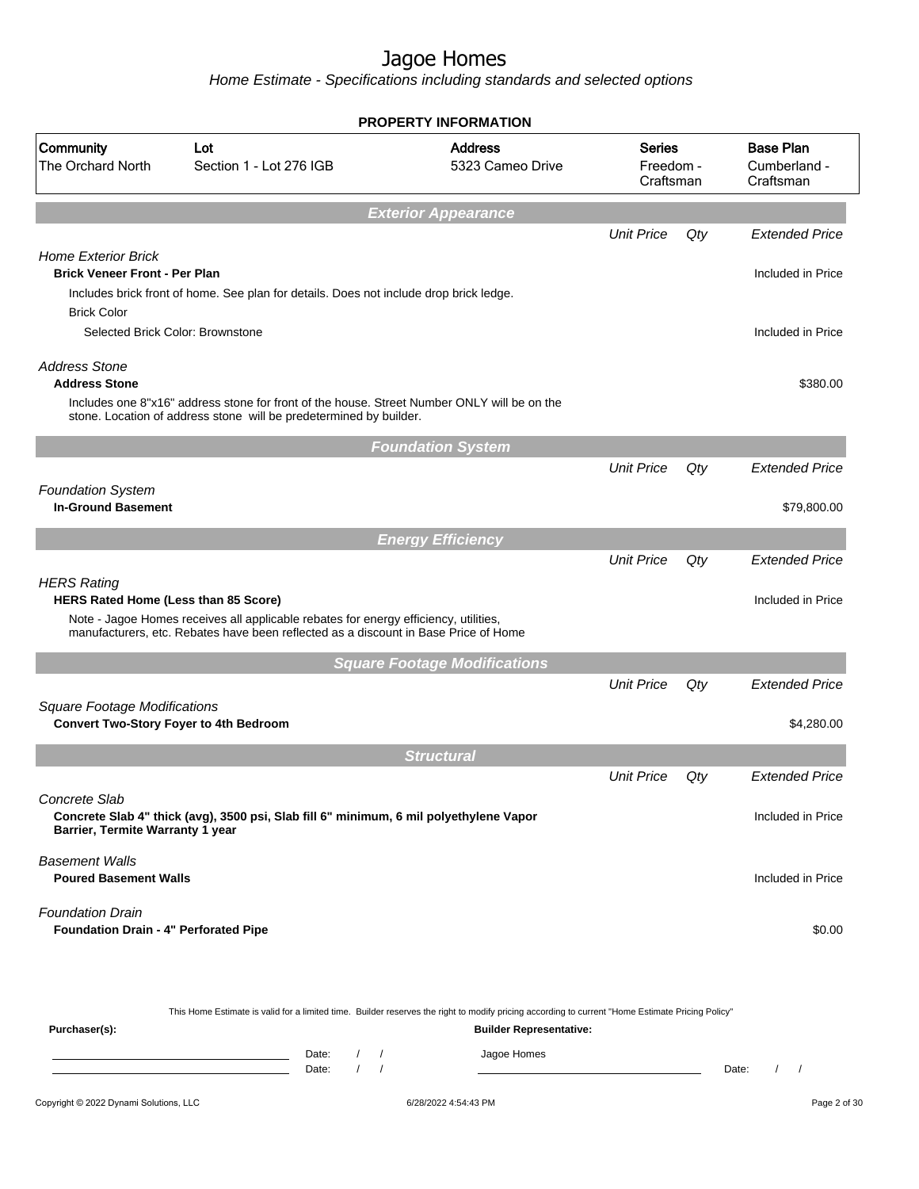# Jagoe Homes

*Home Estimate - Specifications including standards and selected options*

## PROPERTY INFORMATION

| Community | Lot | Address | Series | Base Plan |
|---|---|---|---|---|
| The Orchard North | Section 1 - Lot 276 IGB | 5323 Cameo Drive | Freedom - Craftsman | Cumberland - Craftsman |

## Exterior Appearance

| | Unit Price | Qty | Extended Price |
|---|---|---|---|
| *Home Exterior Brick* | | | |
| **Brick Veneer Front - Per Plan** | | | Included in Price |
| Includes brick front of home. See plan for details. Does not include drop brick ledge. | | | |
| Brick Color | | | |
| Selected Brick Color: Brownstone | | | Included in Price |
| *Address Stone* | | | |
| **Address Stone** | | | $380.00 |
| Includes one 8"x16" address stone for front of the house. Street Number ONLY will be on the stone. Location of address stone will be predetermined by builder. | | | |

## Foundation System

| | Unit Price | Qty | Extended Price |
|---|---|---|---|
| *Foundation System* | | | |
| **In-Ground Basement** | | | $79,800.00 |

## Energy Efficiency

| | Unit Price | Qty | Extended Price |
|---|---|---|---|
| *HERS Rating* | | | |
| **HERS Rated Home (Less than 85 Score)** | | | Included in Price |
| Note - Jagoe Homes receives all applicable rebates for energy efficiency, utilities, manufacturers, etc. Rebates have been reflected as a discount in Base Price of Home | | | |

## Square Footage Modifications

| | Unit Price | Qty | Extended Price |
|---|---|---|---|
| *Square Footage Modifications* | | | |
| **Convert Two-Story Foyer to 4th Bedroom** | | | $4,280.00 |

## Structural

| | Unit Price | Qty | Extended Price |
|---|---|---|---|
| *Concrete Slab* | | | |
| **Concrete Slab 4" thick (avg), 3500 psi, Slab fill 6" minimum, 6 mil polyethylene Vapor Barrier, Termite Warranty 1 year** | | | Included in Price |
| *Basement Walls* | | | |
| **Poured Basement Walls** | | | Included in Price |
| *Foundation Drain* | | | |
| **Foundation Drain - 4" Perforated Pipe** | | | $0.00 |

This Home Estimate is valid for a limited time. Builder reserves the right to modify pricing according to current "Home Estimate Pricing Policy"

**Purchaser(s):** Date: / / Date: / /

**Builder Representative:** Jagoe Homes Date: / /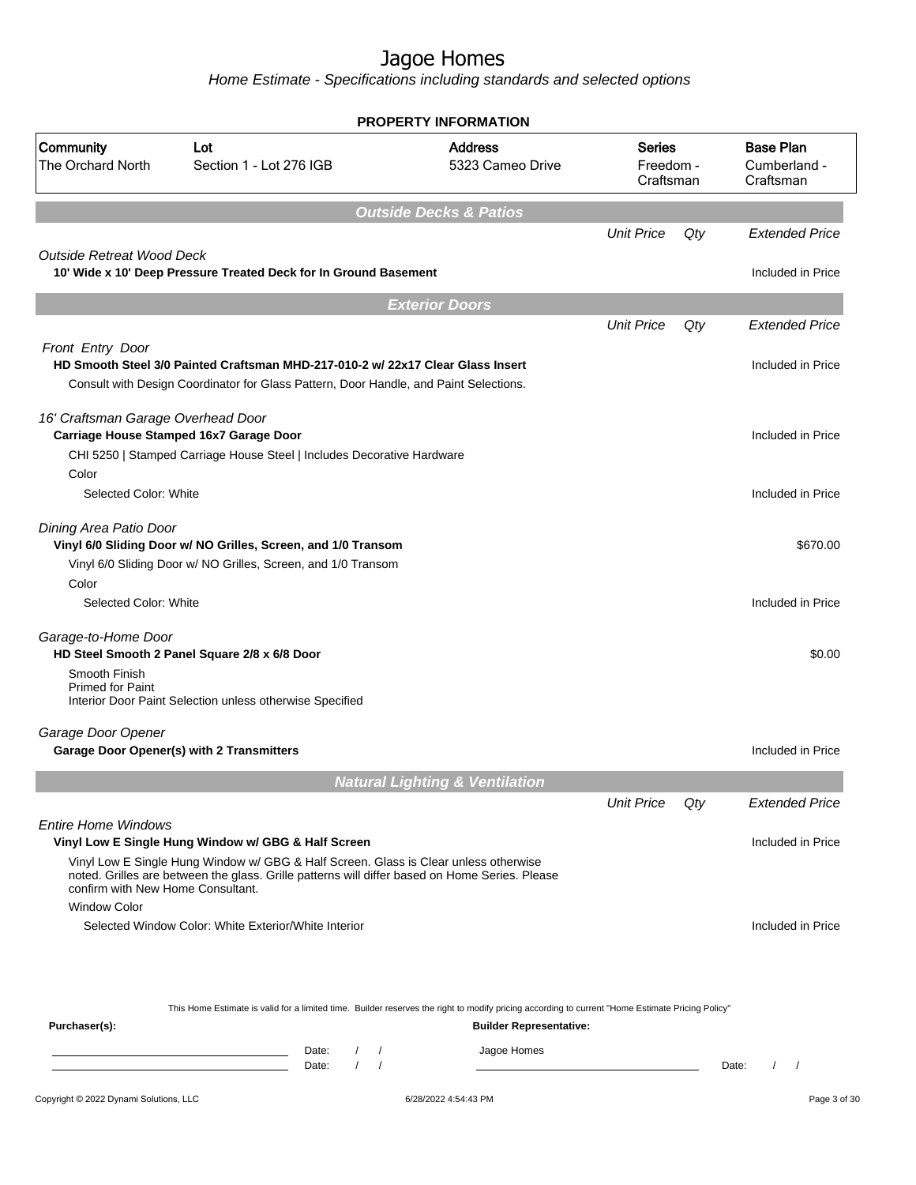# Jagoe Homes

*Home Estimate - Specifications including standards and selected options*

## PROPERTY INFORMATION

| Community | Lot | Address | Series | Base Plan |
|---|---|---|---|---|
| The Orchard North | Section 1 - Lot 276 IGB | 5323 Cameo Drive | Freedom - Craftsman | Cumberland - Craftsman |

## Outside Decks & Patios

| | Unit Price | Qty | Extended Price |
|---|---|---|---|
| *Outside Retreat Wood Deck* | | | |
| **10' Wide x 10' Deep Pressure Treated Deck for In Ground Basement** | | | Included in Price |

## Exterior Doors

| | Unit Price | Qty | Extended Price |
|---|---|---|---|
| *Front Entry Door* | | | |
| **HD Smooth Steel 3/0 Painted Craftsman MHD-217-010-2 w/ 22x17 Clear Glass Insert** | | | Included in Price |
| Consult with Design Coordinator for Glass Pattern, Door Handle, and Paint Selections. | | | |
| *16' Craftsman Garage Overhead Door* | | | |
| **Carriage House Stamped 16x7 Garage Door** | | | Included in Price |
| CHI 5250 \| Stamped Carriage House Steel \| Includes Decorative Hardware | | | |
| Color | | | |
| Selected Color: White | | | Included in Price |
| *Dining Area Patio Door* | | | |
| **Vinyl 6/0 Sliding Door w/ NO Grilles, Screen, and 1/0 Transom** | | | $670.00 |
| Vinyl 6/0 Sliding Door w/ NO Grilles, Screen, and 1/0 Transom | | | |
| Color | | | |
| Selected Color: White | | | Included in Price |
| *Garage-to-Home Door* | | | |
| **HD Steel Smooth 2 Panel Square 2/8 x 6/8 Door** | | | $0.00 |
| Smooth Finish<br>Primed for Paint<br>Interior Door Paint Selection unless otherwise Specified | | | |
| *Garage Door Opener* | | | |
| **Garage Door Opener(s) with 2 Transmitters** | | | Included in Price |

## Natural Lighting & Ventilation

| | Unit Price | Qty | Extended Price |
|---|---|---|---|
| *Entire Home Windows* | | | |
| **Vinyl Low E Single Hung Window w/ GBG & Half Screen** | | | Included in Price |
| Vinyl Low E Single Hung Window w/ GBG & Half Screen. Glass is Clear unless otherwise noted. Grilles are between the glass. Grille patterns will differ based on Home Series. Please confirm with New Home Consultant. | | | |
| Window Color | | | |
| Selected Window Color: White Exterior/White Interior | | | Included in Price |

This Home Estimate is valid for a limited time. Builder reserves the right to modify pricing according to current "Home Estimate Pricing Policy"

**Purchaser(s):** &nbsp;&nbsp;&nbsp;&nbsp; **Builder Representative:**

______________________ Date: / /    Jagoe Homes

______________________ Date: / /    ______________________ Date: / /

Copyright © 2022 Dynami Solutions, LLC    6/28/2022 4:54:43 PM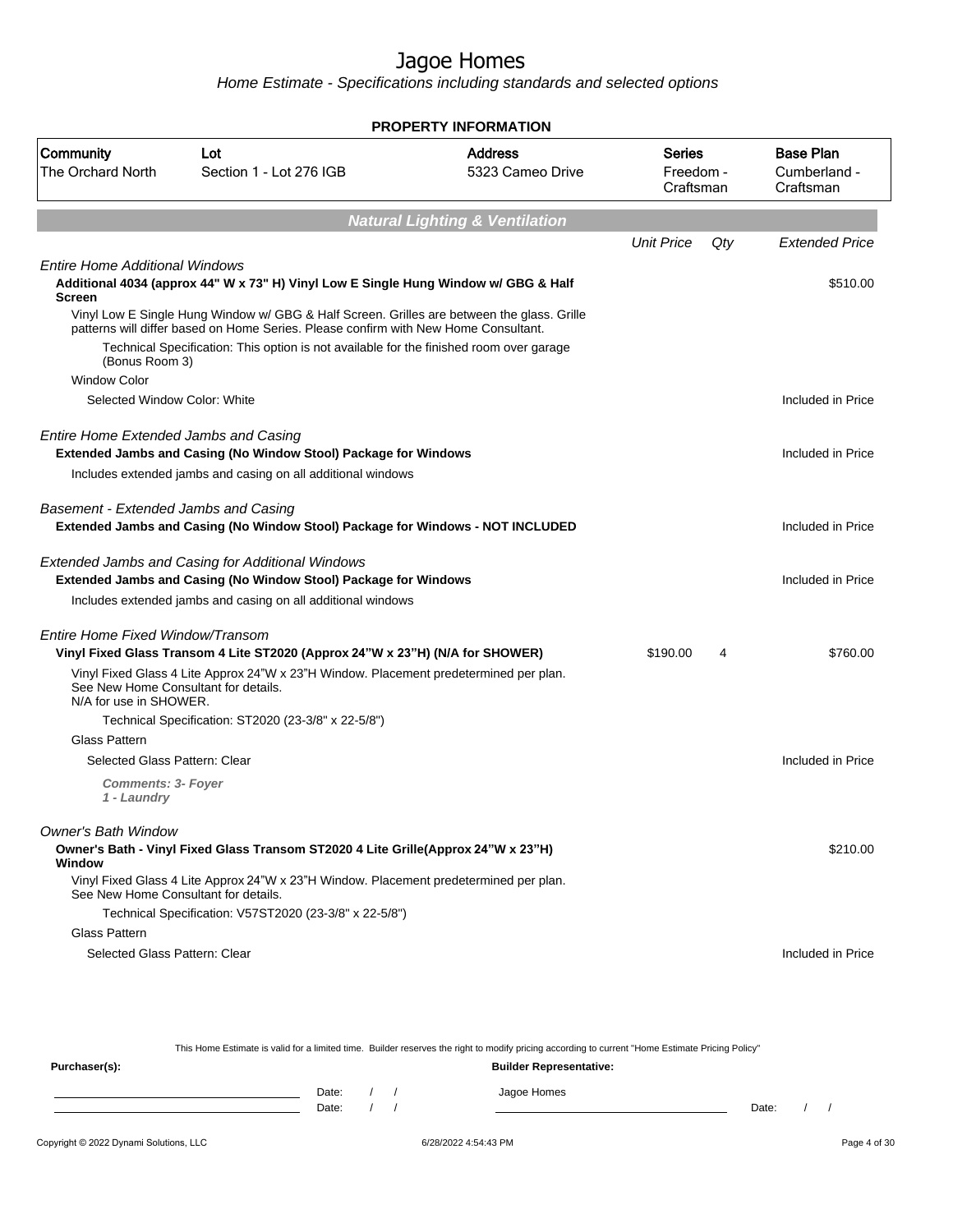# Jagoe Homes

*Home Estimate - Specifications including standards and selected options*

**PROPERTY INFORMATION**

| Community | Lot | Address | Series | Base Plan |
|---|---|---|---|---|
| The Orchard North | Section 1 - Lot 276 IGB | 5323 Cameo Drive | Freedom - Craftsman | Cumberland - Craftsman |

## Natural Lighting & Ventilation

| | Unit Price | Qty | Extended Price |
|---|---|---|---|
| *Entire Home Additional Windows* | | | |
| **Additional 4034 (approx 44" W x 73" H) Vinyl Low E Single Hung Window w/ GBG & Half Screen** | | | $510.00 |
| Vinyl Low E Single Hung Window w/ GBG & Half Screen. Grilles are between the glass. Grille patterns will differ based on Home Series. Please confirm with New Home Consultant. | | | |
| Technical Specification: This option is not available for the finished room over garage (Bonus Room 3) | | | |
| Window Color | | | |
| Selected Window Color: White | | | Included in Price |
| *Entire Home Extended Jambs and Casing* | | | |
| **Extended Jambs and Casing (No Window Stool) Package for Windows** | | | Included in Price |
| Includes extended jambs and casing on all additional windows | | | |
| *Basement - Extended Jambs and Casing* | | | |
| **Extended Jambs and Casing (No Window Stool) Package for Windows - NOT INCLUDED** | | | Included in Price |
| *Extended Jambs and Casing for Additional Windows* | | | |
| **Extended Jambs and Casing (No Window Stool) Package for Windows** | | | Included in Price |
| Includes extended jambs and casing on all additional windows | | | |
| *Entire Home Fixed Window/Transom* | | | |
| **Vinyl Fixed Glass Transom 4 Lite ST2020 (Approx 24"W x 23"H) (N/A for SHOWER)** | $190.00 | 4 | $760.00 |
| Vinyl Fixed Glass 4 Lite Approx 24"W x 23"H Window. Placement predetermined per plan. See New Home Consultant for details. N/A for use in SHOWER. | | | |
| Technical Specification: ST2020 (23-3/8" x 22-5/8") | | | |
| Glass Pattern | | | |
| Selected Glass Pattern: Clear | | | Included in Price |
| ***Comments: 3- Foyer 1 - Laundry*** | | | |
| *Owner's Bath Window* | | | |
| **Owner's Bath - Vinyl Fixed Glass Transom ST2020 4 Lite Grille(Approx 24"W x 23"H) Window** | | | $210.00 |
| Vinyl Fixed Glass 4 Lite Approx 24"W x 23"H Window. Placement predetermined per plan. See New Home Consultant for details. | | | |
| Technical Specification: V57ST2020 (23-3/8" x 22-5/8") | | | |
| Glass Pattern | | | |
| Selected Glass Pattern: Clear | | | Included in Price |

This Home Estimate is valid for a limited time. Builder reserves the right to modify pricing according to current "Home Estimate Pricing Policy"

**Purchaser(s):** Date: / / Date: / /

**Builder Representative:** Jagoe Homes Date: / /

Copyright © 2022 Dynami Solutions, LLC 6/28/2022 4:54:43 PM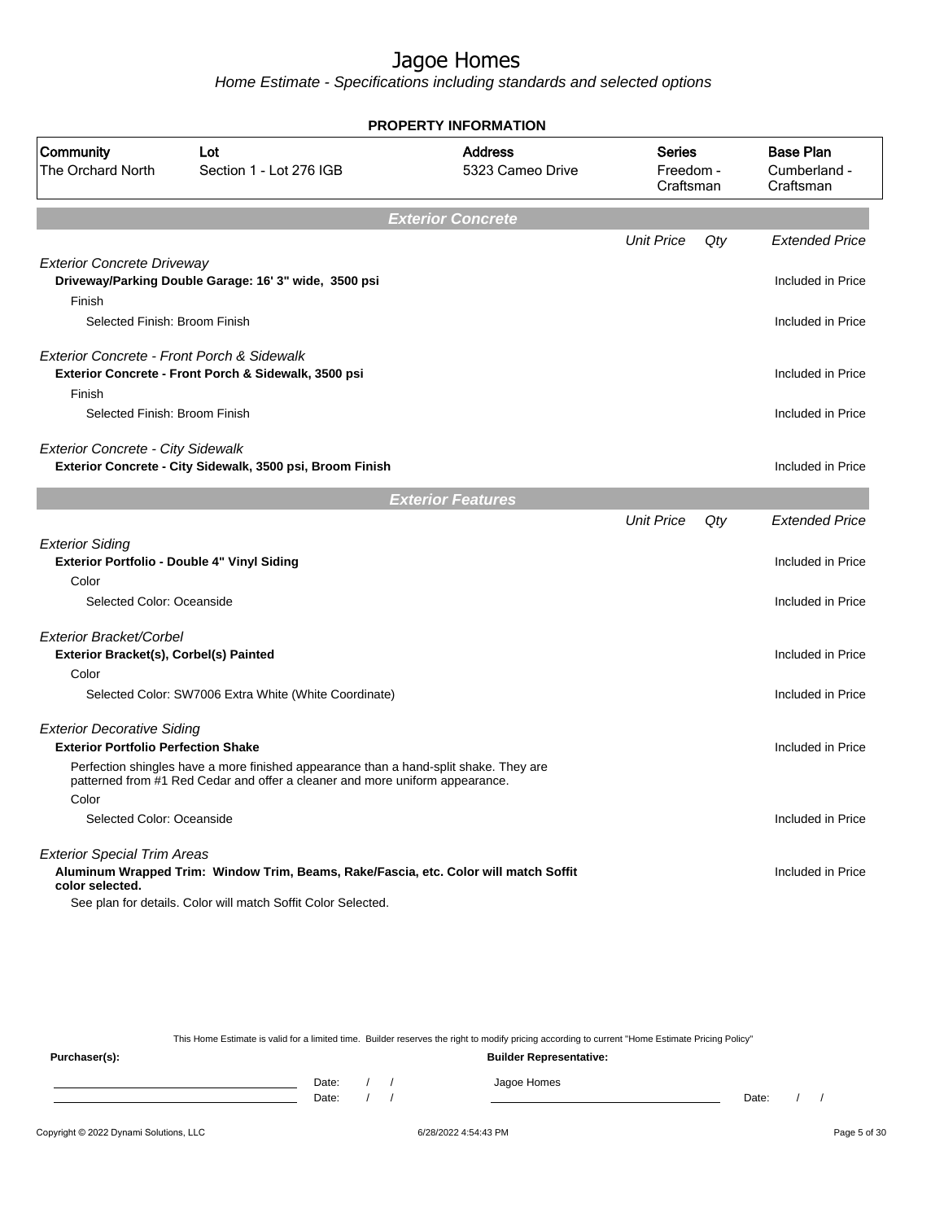# Jagoe Homes

*Home Estimate - Specifications including standards and selected options*

## PROPERTY INFORMATION

| Community | Lot | Address | Series | Base Plan |
|---|---|---|---|---|
| The Orchard North | Section 1 - Lot 276 IGB | 5323 Cameo Drive | Freedom - Craftsman | Cumberland - Craftsman |

## Exterior Concrete

| | Unit Price | Qty | Extended Price |
|---|---|---|---|
| *Exterior Concrete Driveway* | | | |
| **Driveway/Parking Double Garage: 16' 3" wide, 3500 psi** | | | Included in Price |
| Finish | | | |
| Selected Finish: Broom Finish | | | Included in Price |
| *Exterior Concrete - Front Porch & Sidewalk* | | | |
| **Exterior Concrete - Front Porch & Sidewalk, 3500 psi** | | | Included in Price |
| Finish | | | |
| Selected Finish: Broom Finish | | | Included in Price |
| *Exterior Concrete - City Sidewalk* | | | |
| **Exterior Concrete - City Sidewalk, 3500 psi, Broom Finish** | | | Included in Price |

## Exterior Features

| | Unit Price | Qty | Extended Price |
|---|---|---|---|
| *Exterior Siding* | | | |
| **Exterior Portfolio - Double 4" Vinyl Siding** | | | Included in Price |
| Color | | | |
| Selected Color: Oceanside | | | Included in Price |
| *Exterior Bracket/Corbel* | | | |
| **Exterior Bracket(s), Corbel(s) Painted** | | | Included in Price |
| Color | | | |
| Selected Color: SW7006 Extra White (White Coordinate) | | | Included in Price |
| *Exterior Decorative Siding* | | | |
| **Exterior Portfolio Perfection Shake** | | | Included in Price |
| Perfection shingles have a more finished appearance than a hand-split shake. They are patterned from #1 Red Cedar and offer a cleaner and more uniform appearance. | | | |
| Color | | | |
| Selected Color: Oceanside | | | Included in Price |
| *Exterior Special Trim Areas* | | | |
| **Aluminum Wrapped Trim: Window Trim, Beams, Rake/Fascia, etc. Color will match Soffit color selected.** | | | Included in Price |
| See plan for details. Color will match Soffit Color Selected. | | | |

This Home Estimate is valid for a limited time. Builder reserves the right to modify pricing according to current "Home Estimate Pricing Policy"

**Purchaser(s):** Date: / / Date: / /

**Builder Representative:** Jagoe Homes Date: / /

Copyright © 2022 Dynami Solutions, LLC 6/28/2022 4:54:43 PM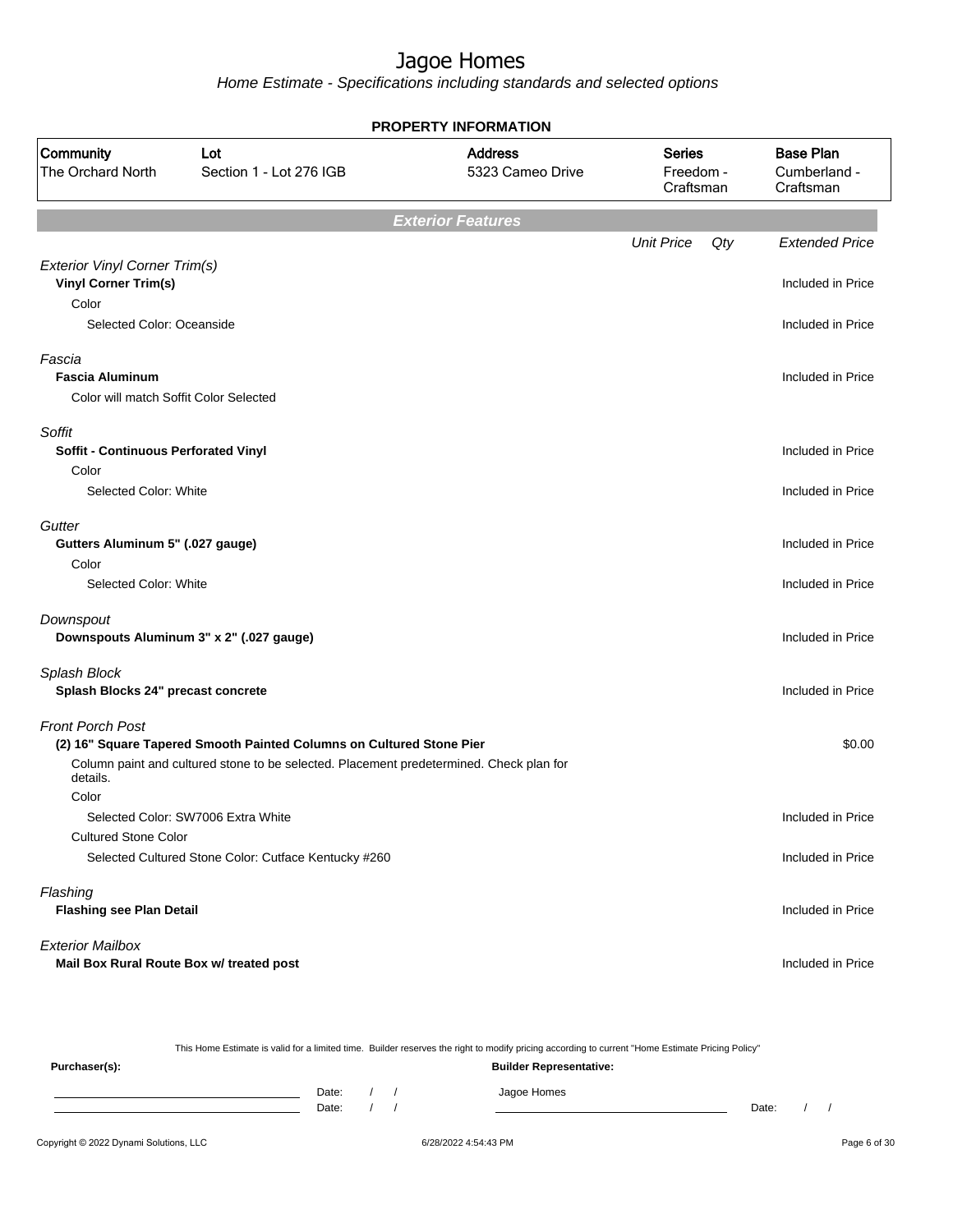# Jagoe Homes

*Home Estimate - Specifications including standards and selected options*

## PROPERTY INFORMATION

| Community | Lot | Address | Series | Base Plan |
|---|---|---|---|---|
| The Orchard North | Section 1 - Lot 276 IGB | 5323 Cameo Drive | Freedom - Craftsman | Cumberland - Craftsman |

## Exterior Features

| | Unit Price | Qty | Extended Price |
|---|---|---|---|
| *Exterior Vinyl Corner Trim(s)* | | | |
| **Vinyl Corner Trim(s)** | | | Included in Price |
| Color | | | |
| Selected Color: Oceanside | | | Included in Price |
| *Fascia* | | | |
| **Fascia Aluminum** | | | Included in Price |
| Color will match Soffit Color Selected | | | |
| *Soffit* | | | |
| **Soffit - Continuous Perforated Vinyl** | | | Included in Price |
| Color | | | |
| Selected Color: White | | | Included in Price |
| *Gutter* | | | |
| **Gutters Aluminum 5" (.027 gauge)** | | | Included in Price |
| Color | | | |
| Selected Color: White | | | Included in Price |
| *Downspout* | | | |
| **Downspouts Aluminum 3" x 2" (.027 gauge)** | | | Included in Price |
| *Splash Block* | | | |
| **Splash Blocks 24" precast concrete** | | | Included in Price |
| *Front Porch Post* | | | |
| **(2) 16" Square Tapered Smooth Painted Columns on Cultured Stone Pier** | | | $0.00 |
| Column paint and cultured stone to be selected. Placement predetermined. Check plan for details. | | | |
| Color | | | |
| Selected Color: SW7006 Extra White | | | Included in Price |
| Cultured Stone Color | | | |
| Selected Cultured Stone Color: Cutface Kentucky #260 | | | Included in Price |
| *Flashing* | | | |
| **Flashing see Plan Detail** | | | Included in Price |
| *Exterior Mailbox* | | | |
| **Mail Box Rural Route Box w/ treated post** | | | Included in Price |

This Home Estimate is valid for a limited time. Builder reserves the right to modify pricing according to current "Home Estimate Pricing Policy"

**Purchaser(s):** 

Date: / /

Date: / /

**Builder Representative:**

Jagoe Homes

Date: / /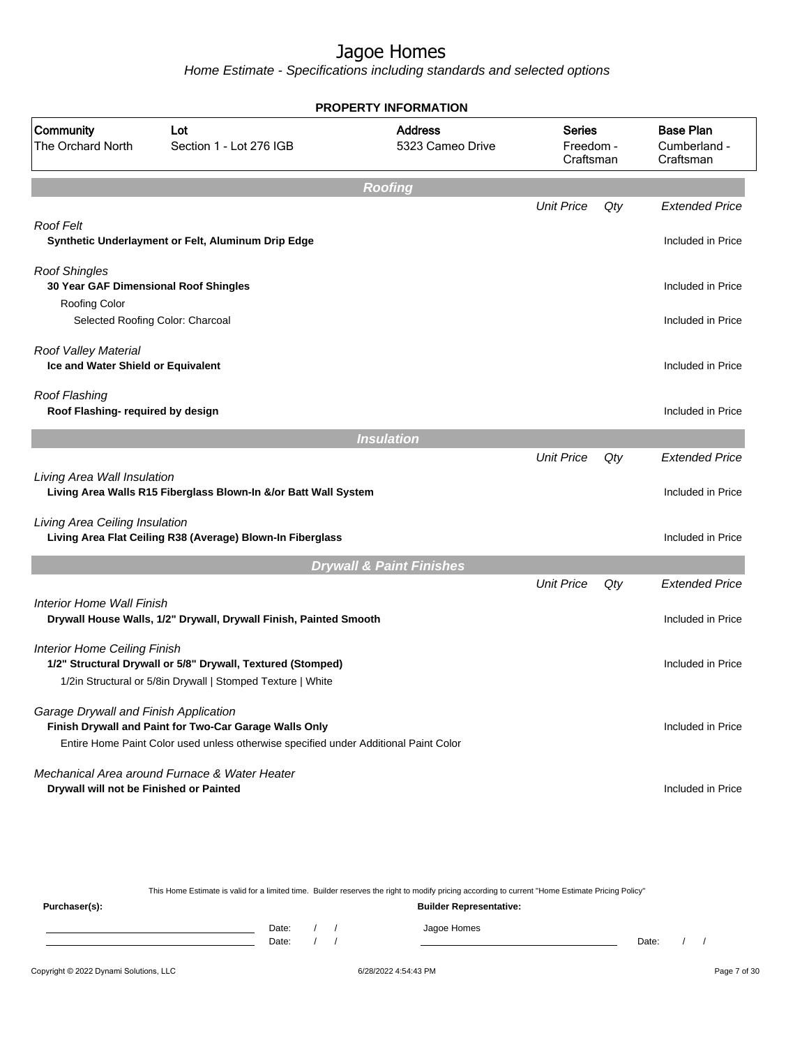# Jagoe Homes

*Home Estimate - Specifications including standards and selected options*

## PROPERTY INFORMATION

| Community | Lot | Address | Series | Base Plan |
|---|---|---|---|---|
| The Orchard North | Section 1 - Lot 276 IGB | 5323 Cameo Drive | Freedom - Craftsman | Cumberland - Craftsman |

### Roofing

| | Unit Price | Qty | Extended Price |
|---|---|---|---|
| *Roof Felt* | | | |
| **Synthetic Underlayment or Felt, Aluminum Drip Edge** | | | Included in Price |
| *Roof Shingles* | | | |
| **30 Year GAF Dimensional Roof Shingles** | | | Included in Price |
| Roofing Color | | | |
| Selected Roofing Color: Charcoal | | | Included in Price |
| *Roof Valley Material* | | | |
| **Ice and Water Shield or Equivalent** | | | Included in Price |
| *Roof Flashing* | | | |
| **Roof Flashing- required by design** | | | Included in Price |

### Insulation

| | Unit Price | Qty | Extended Price |
|---|---|---|---|
| *Living Area Wall Insulation* | | | |
| **Living Area Walls R15 Fiberglass Blown-In &/or Batt Wall System** | | | Included in Price |
| *Living Area Ceiling Insulation* | | | |
| **Living Area Flat Ceiling R38 (Average) Blown-In Fiberglass** | | | Included in Price |

### Drywall & Paint Finishes

| | Unit Price | Qty | Extended Price |
|---|---|---|---|
| *Interior Home Wall Finish* | | | |
| **Drywall House Walls, 1/2" Drywall, Drywall Finish, Painted Smooth** | | | Included in Price |
| *Interior Home Ceiling Finish* | | | |
| **1/2" Structural Drywall or 5/8" Drywall, Textured (Stomped)** | | | Included in Price |
| 1/2in Structural or 5/8in Drywall \| Stomped Texture \| White | | | |
| *Garage Drywall and Finish Application* | | | |
| **Finish Drywall and Paint for Two-Car Garage Walls Only** | | | Included in Price |
| Entire Home Paint Color used unless otherwise specified under Additional Paint Color | | | |
| *Mechanical Area around Furnace & Water Heater* | | | |
| **Drywall will not be Finished or Painted** | | | Included in Price |

This Home Estimate is valid for a limited time. Builder reserves the right to modify pricing according to current "Home Estimate Pricing Policy"

**Purchaser(s):**

Date: / /

Date: / /

**Builder Representative:**

Jagoe Homes

Date: / /

Copyright © 2022 Dynami Solutions, LLC    6/28/2022 4:54:43 PM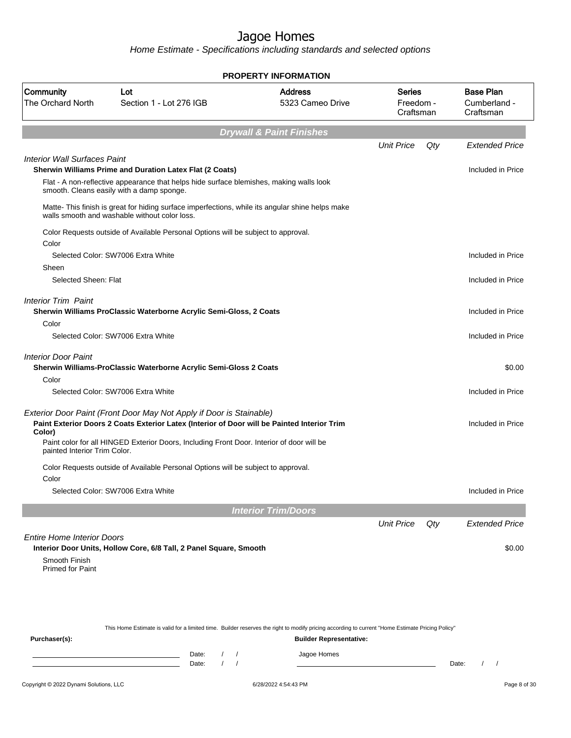# Jagoe Homes

*Home Estimate - Specifications including standards and selected options*

**PROPERTY INFORMATION**

| Community | Lot | Address | Series | Base Plan |
|---|---|---|---|---|
| The Orchard North | Section 1 - Lot 276 IGB | 5323 Cameo Drive | Freedom - Craftsman | Cumberland - Craftsman |

## Drywall & Paint Finishes

| | Unit Price | Qty | Extended Price |
|---|---|---|---|
| *Interior Wall Surfaces Paint* | | | |
| **Sherwin Williams Prime and Duration Latex Flat (2 Coats)** | | | Included in Price |
| Flat - A non-reflective appearance that helps hide surface blemishes, making walls look smooth. Cleans easily with a damp sponge. | | | |
| Matte- This finish is great for hiding surface imperfections, while its angular shine helps make walls smooth and washable without color loss. | | | |
| Color Requests outside of Available Personal Options will be subject to approval. | | | |
| Color | | | |
| Selected Color: SW7006 Extra White | | | Included in Price |
| Sheen | | | |
| Selected Sheen: Flat | | | Included in Price |
| *Interior Trim Paint* | | | |
| **Sherwin Williams ProClassic Waterborne Acrylic Semi-Gloss, 2 Coats** | | | Included in Price |
| Color | | | |
| Selected Color: SW7006 Extra White | | | Included in Price |
| *Interior Door Paint* | | | |
| **Sherwin Williams-ProClassic Waterborne Acrylic Semi-Gloss 2 Coats** | | | $0.00 |
| Color | | | |
| Selected Color: SW7006 Extra White | | | Included in Price |
| *Exterior Door Paint (Front Door May Not Apply if Door is Stainable)* | | | |
| **Paint Exterior Doors 2 Coats Exterior Latex (Interior of Door will be Painted Interior Trim Color)** | | | Included in Price |
| Paint color for all HINGED Exterior Doors, Including Front Door. Interior of door will be painted Interior Trim Color. | | | |
| Color Requests outside of Available Personal Options will be subject to approval. | | | |
| Color | | | |
| Selected Color: SW7006 Extra White | | | Included in Price |

## Interior Trim/Doors

| | Unit Price | Qty | Extended Price |
|---|---|---|---|
| *Entire Home Interior Doors* | | | |
| **Interior Door Units, Hollow Core, 6/8 Tall, 2 Panel Square, Smooth** | | | $0.00 |
| Smooth Finish<br>Primed for Paint | | | |

This Home Estimate is valid for a limited time. Builder reserves the right to modify pricing according to current "Home Estimate Pricing Policy"

**Purchaser(s):** 

Date: / /

Date: / /

**Builder Representative:**

Jagoe Homes

Date: / /

Copyright © 2022 Dynami Solutions, LLC — 6/28/2022 4:54:43 PM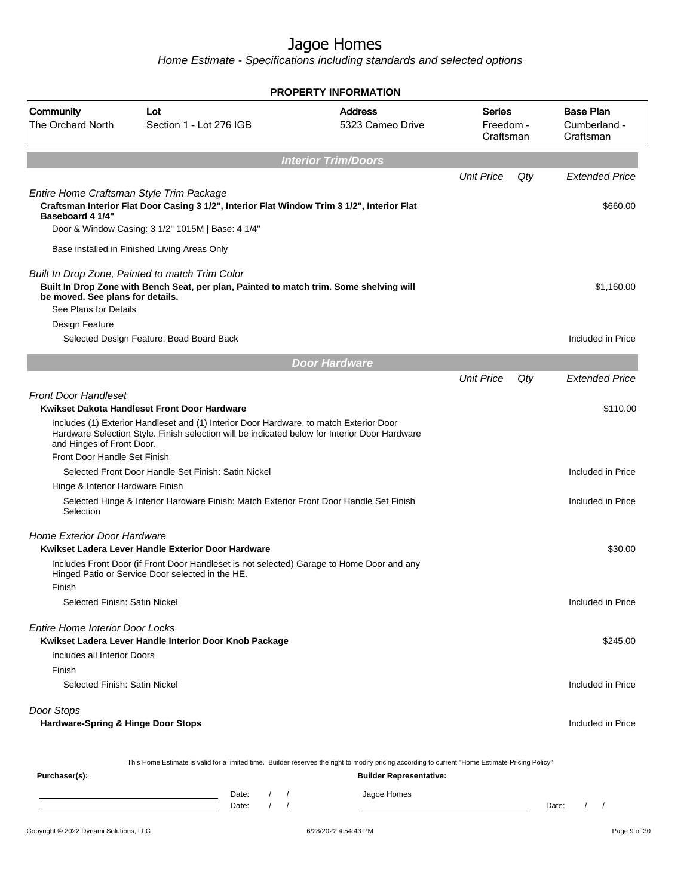# Jagoe Homes

*Home Estimate - Specifications including standards and selected options*

**PROPERTY INFORMATION**

| Community | Lot | Address | Series | Base Plan |
|---|---|---|---|---|
| The Orchard North | Section 1 - Lot 276 IGB | 5323 Cameo Drive | Freedom - Craftsman | Cumberland - Craftsman |

## Interior Trim/Doors

| | Unit Price | Qty | Extended Price |
|---|---|---|---|
| *Entire Home Craftsman Style Trim Package* | | | |
| **Craftsman Interior Flat Door Casing 3 1/2", Interior Flat Window Trim 3 1/2", Interior Flat Baseboard 4 1/4"** | | | $660.00 |
| Door & Window Casing: 3 1/2" 1015M \| Base: 4 1/4" | | | |
| Base installed in Finished Living Areas Only | | | |
| *Built In Drop Zone, Painted to match Trim Color* | | | |
| **Built In Drop Zone with Bench Seat, per plan, Painted to match trim. Some shelving will be moved. See plans for details.** | | | $1,160.00 |
| See Plans for Details | | | |
| Design Feature | | | |
| Selected Design Feature: Bead Board Back | | | Included in Price |

## Door Hardware

| | Unit Price | Qty | Extended Price |
|---|---|---|---|
| *Front Door Handleset* | | | |
| **Kwikset Dakota Handleset Front Door Hardware** | | | $110.00 |
| Includes (1) Exterior Handleset and (1) Interior Door Hardware, to match Exterior Door Hardware Selection Style. Finish selection will be indicated below for Interior Door Hardware and Hinges of Front Door. | | | |
| Front Door Handle Set Finish | | | |
| Selected Front Door Handle Set Finish: Satin Nickel | | | Included in Price |
| Hinge & Interior Hardware Finish | | | |
| Selected Hinge & Interior Hardware Finish: Match Exterior Front Door Handle Set Finish Selection | | | Included in Price |
| *Home Exterior Door Hardware* | | | |
| **Kwikset Ladera Lever Handle Exterior Door Hardware** | | | $30.00 |
| Includes Front Door (if Front Door Handleset is not selected) Garage to Home Door and any Hinged Patio or Service Door selected in the HE. | | | |
| Finish | | | |
| Selected Finish: Satin Nickel | | | Included in Price |
| *Entire Home Interior Door Locks* | | | |
| **Kwikset Ladera Lever Handle Interior Door Knob Package** | | | $245.00 |
| Includes all Interior Doors | | | |
| Finish | | | |
| Selected Finish: Satin Nickel | | | Included in Price |
| *Door Stops* | | | |
| **Hardware-Spring & Hinge Door Stops** | | | Included in Price |

This Home Estimate is valid for a limited time. Builder reserves the right to modify pricing according to current "Home Estimate Pricing Policy"

**Purchaser(s):**

Date: / /

Date: / /

**Builder Representative:**

Jagoe Homes

Date: / /

Copyright © 2022 Dynami Solutions, LLC — 6/28/2022 4:54:43 PM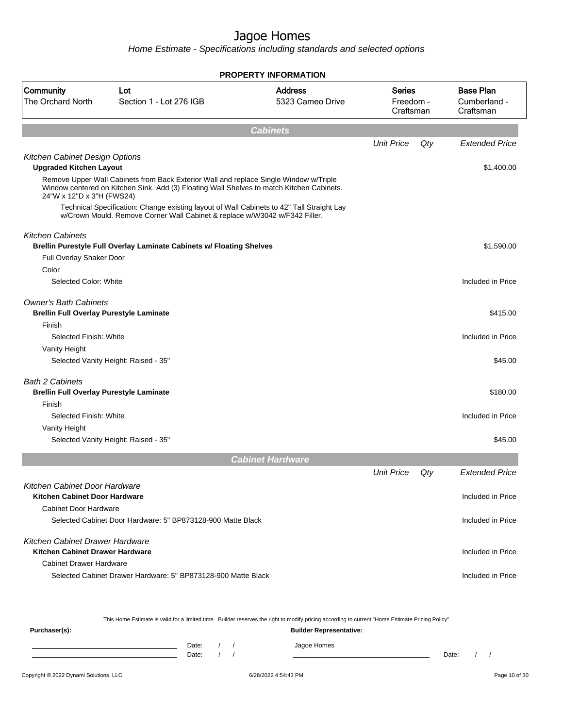# Jagoe Homes

*Home Estimate - Specifications including standards and selected options*

**PROPERTY INFORMATION**

| Community | Lot | Address | Series | Base Plan |
|---|---|---|---|---|
| The Orchard North | Section 1 - Lot 276 IGB | 5323 Cameo Drive | Freedom - Craftsman | Cumberland - Craftsman |

## Cabinets

| | Unit Price | Qty | Extended Price |
|---|---|---|---|
| *Kitchen Cabinet Design Options* | | | |
| **Upgraded Kitchen Layout** | | | $1,400.00 |
| Remove Upper Wall Cabinets from Back Exterior Wall and replace Single Window w/Triple Window centered on Kitchen Sink. Add (3) Floating Wall Shelves to match Kitchen Cabinets. 24"W x 12"D x 3"H (FWS24) | | | |
| Technical Specification: Change existing layout of Wall Cabinets to 42" Tall Straight Lay w/Crown Mould. Remove Corner Wall Cabinet & replace w/W3042 w/F342 Filler. | | | |
| *Kitchen Cabinets* | | | |
| **Brellin Purestyle Full Overlay Laminate Cabinets w/ Floating Shelves** | | | $1,590.00 |
| Full Overlay Shaker Door | | | |
| Color | | | |
| Selected Color: White | | | Included in Price |
| *Owner's Bath Cabinets* | | | |
| **Brellin Full Overlay Purestyle Laminate** | | | $415.00 |
| Finish | | | |
| Selected Finish: White | | | Included in Price |
| Vanity Height | | | |
| Selected Vanity Height: Raised - 35" | | | $45.00 |
| *Bath 2 Cabinets* | | | |
| **Brellin Full Overlay Purestyle Laminate** | | | $180.00 |
| Finish | | | |
| Selected Finish: White | | | Included in Price |
| Vanity Height | | | |
| Selected Vanity Height: Raised - 35" | | | $45.00 |

## Cabinet Hardware

| | Unit Price | Qty | Extended Price |
|---|---|---|---|
| *Kitchen Cabinet Door Hardware* | | | |
| **Kitchen Cabinet Door Hardware** | | | Included in Price |
| Cabinet Door Hardware | | | |
| Selected Cabinet Door Hardware: 5" BP873128-900 Matte Black | | | Included in Price |
| *Kitchen Cabinet Drawer Hardware* | | | |
| **Kitchen Cabinet Drawer Hardware** | | | Included in Price |
| Cabinet Drawer Hardware | | | |
| Selected Cabinet Drawer Hardware: 5" BP873128-900 Matte Black | | | Included in Price |

This Home Estimate is valid for a limited time. Builder reserves the right to modify pricing according to current "Home Estimate Pricing Policy"

**Purchaser(s):** Date: / / Date: / /

**Builder Representative:** Jagoe Homes Date: / /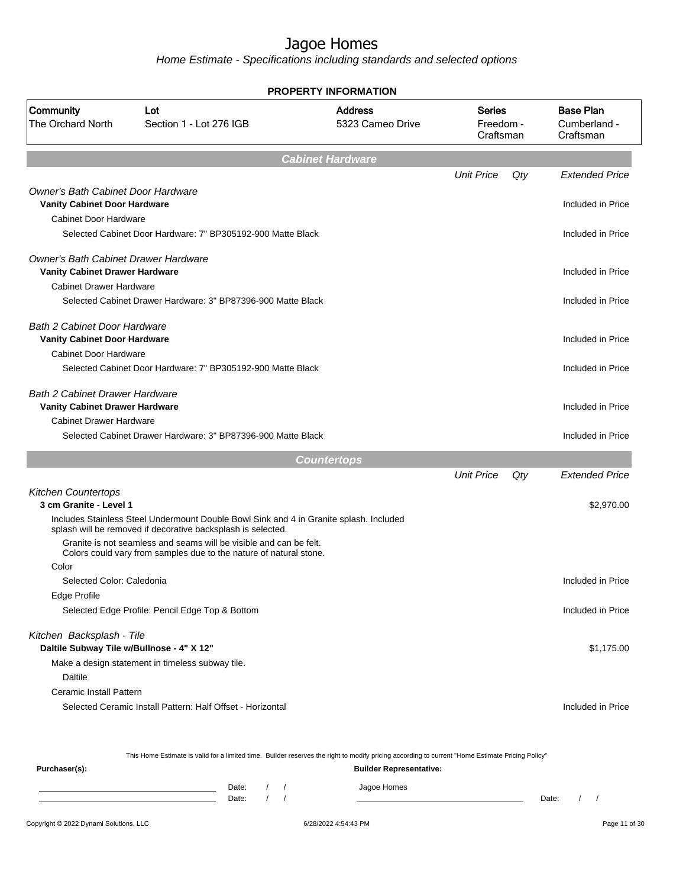# Jagoe Homes

*Home Estimate - Specifications including standards and selected options*

**PROPERTY INFORMATION**

| Community | Lot | Address | Series | Base Plan |
|---|---|---|---|---|
| The Orchard North | Section 1 - Lot 276 IGB | 5323 Cameo Drive | Freedom - Craftsman | Cumberland - Craftsman |

## Cabinet Hardware

| | Unit Price | Qty | Extended Price |
|---|---|---|---|
| *Owner's Bath Cabinet Door Hardware* | | | |
| **Vanity Cabinet Door Hardware** | | | Included in Price |
| Cabinet Door Hardware | | | |
| Selected Cabinet Door Hardware: 7" BP305192-900 Matte Black | | | Included in Price |
| *Owner's Bath Cabinet Drawer Hardware* | | | |
| **Vanity Cabinet Drawer Hardware** | | | Included in Price |
| Cabinet Drawer Hardware | | | |
| Selected Cabinet Drawer Hardware: 3" BP87396-900 Matte Black | | | Included in Price |
| *Bath 2 Cabinet Door Hardware* | | | |
| **Vanity Cabinet Door Hardware** | | | Included in Price |
| Cabinet Door Hardware | | | |
| Selected Cabinet Door Hardware: 7" BP305192-900 Matte Black | | | Included in Price |
| *Bath 2 Cabinet Drawer Hardware* | | | |
| **Vanity Cabinet Drawer Hardware** | | | Included in Price |
| Cabinet Drawer Hardware | | | |
| Selected Cabinet Drawer Hardware: 3" BP87396-900 Matte Black | | | Included in Price |

## Countertops

| | Unit Price | Qty | Extended Price |
|---|---|---|---|
| *Kitchen Countertops* | | | |
| **3 cm Granite - Level 1** | | | $2,970.00 |
| Includes Stainless Steel Undermount Double Bowl Sink and 4 in Granite splash. Included splash will be removed if decorative backsplash is selected. | | | |
| Granite is not seamless and seams will be visible and can be felt. Colors could vary from samples due to the nature of natural stone. | | | |
| Color | | | |
| Selected Color: Caledonia | | | Included in Price |
| Edge Profile | | | |
| Selected Edge Profile: Pencil Edge Top & Bottom | | | Included in Price |
| *Kitchen Backsplash - Tile* | | | |
| **Daltile Subway Tile w/Bullnose - 4" X 12"** | | | $1,175.00 |
| Make a design statement in timeless subway tile. | | | |
| Daltile | | | |
| Ceramic Install Pattern | | | |
| Selected Ceramic Install Pattern: Half Offset - Horizontal | | | Included in Price |

This Home Estimate is valid for a limited time. Builder reserves the right to modify pricing according to current "Home Estimate Pricing Policy"

**Purchaser(s):** Date: / / Date: / /

**Builder Representative:** Jagoe Homes Date: / /

Copyright © 2022 Dynami Solutions, LLC — 6/28/2022 4:54:43 PM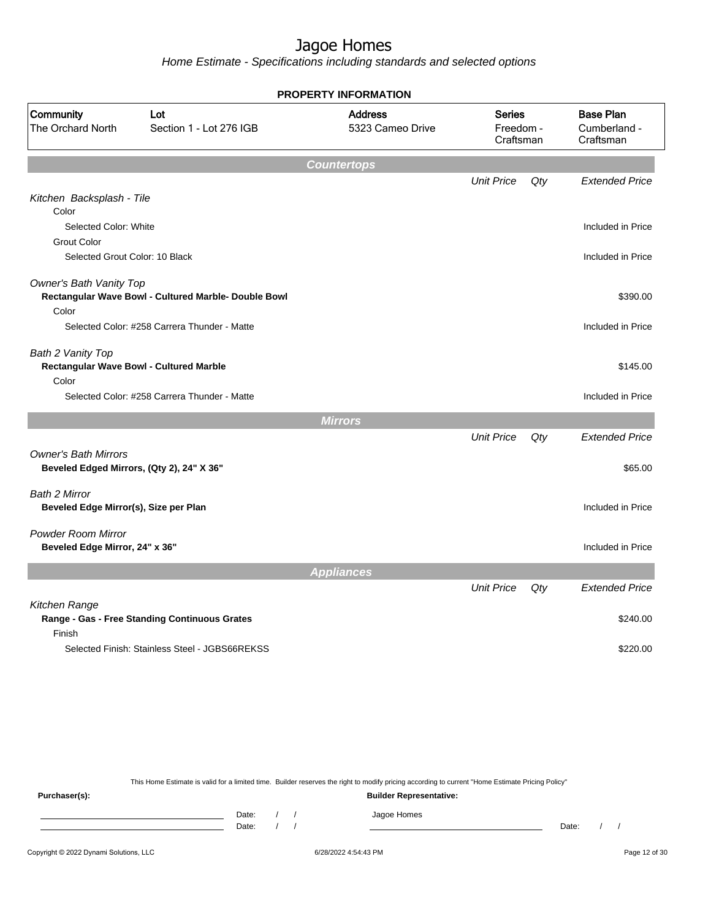# Jagoe Homes

*Home Estimate - Specifications including standards and selected options*

**PROPERTY INFORMATION**

| Community | Lot | Address | Series | Base Plan |
|---|---|---|---|---|
| The Orchard North | Section 1 - Lot 276 IGB | 5323 Cameo Drive | Freedom - Craftsman | Cumberland - Craftsman |

## Countertops

| | Unit Price | Qty | Extended Price |
|---|---|---|---|
| *Kitchen Backsplash - Tile* | | | |
| Color | | | |
| Selected Color: White | | | Included in Price |
| Grout Color | | | |
| Selected Grout Color: 10 Black | | | Included in Price |
| *Owner's Bath Vanity Top* | | | |
| **Rectangular Wave Bowl - Cultured Marble- Double Bowl** | | | $390.00 |
| Color | | | |
| Selected Color: #258 Carrera Thunder - Matte | | | Included in Price |
| *Bath 2 Vanity Top* | | | |
| **Rectangular Wave Bowl - Cultured Marble** | | | $145.00 |
| Color | | | |
| Selected Color: #258 Carrera Thunder - Matte | | | Included in Price |

## Mirrors

| | Unit Price | Qty | Extended Price |
|---|---|---|---|
| *Owner's Bath Mirrors* | | | |
| **Beveled Edged Mirrors, (Qty 2), 24" X 36"** | | | $65.00 |
| *Bath 2 Mirror* | | | |
| **Beveled Edge Mirror(s), Size per Plan** | | | Included in Price |
| *Powder Room Mirror* | | | |
| **Beveled Edge Mirror, 24" x 36"** | | | Included in Price |

## Appliances

| | Unit Price | Qty | Extended Price |
|---|---|---|---|
| *Kitchen Range* | | | |
| **Range - Gas - Free Standing Continuous Grates** | | | $240.00 |
| Finish | | | |
| Selected Finish: Stainless Steel - JGBS66REKSS | | | $220.00 |

This Home Estimate is valid for a limited time. Builder reserves the right to modify pricing according to current "Home Estimate Pricing Policy"

**Purchaser(s):** Date: / / Date: / /

**Builder Representative:** Jagoe Homes Date: / /

Copyright © 2022 Dynami Solutions, LLC 6/28/2022 4:54:43 PM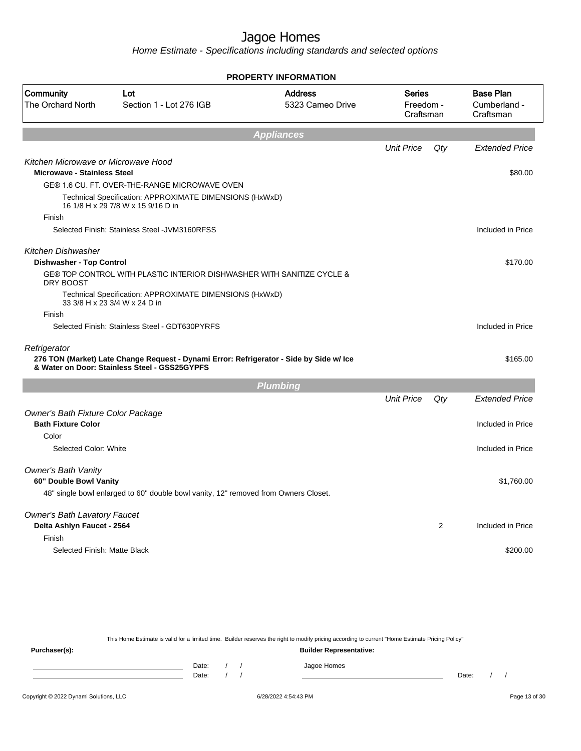# Jagoe Homes

*Home Estimate - Specifications including standards and selected options*

**PROPERTY INFORMATION**

| Community | Lot | Address | Series | Base Plan |
|---|---|---|---|---|
| The Orchard North | Section 1 - Lot 276 IGB | 5323 Cameo Drive | Freedom - Craftsman | Cumberland - Craftsman |

## Appliances

| | Unit Price | Qty | Extended Price |
|---|---|---|---|
| *Kitchen Microwave or Microwave Hood* | | | |
| **Microwave - Stainless Steel** | | | $80.00 |
| GE® 1.6 CU. FT. OVER-THE-RANGE MICROWAVE OVEN | | | |
| Technical Specification: APPROXIMATE DIMENSIONS (HxWxD) 16 1/8 H x 29 7/8 W x 15 9/16 D in | | | |
| Finish | | | |
| Selected Finish: Stainless Steel -JVM3160RFSS | | | Included in Price |
| *Kitchen Dishwasher* | | | |
| **Dishwasher - Top Control** | | | $170.00 |
| GE® TOP CONTROL WITH PLASTIC INTERIOR DISHWASHER WITH SANITIZE CYCLE & DRY BOOST | | | |
| Technical Specification: APPROXIMATE DIMENSIONS (HxWxD) 33 3/8 H x 23 3/4 W x 24 D in | | | |
| Finish | | | |
| Selected Finish: Stainless Steel - GDT630PYRFS | | | Included in Price |
| *Refrigerator* | | | |
| **276 TON (Market) Late Change Request - Dynami Error: Refrigerator - Side by Side w/ Ice & Water on Door: Stainless Steel - GSS25GYPFS** | | | $165.00 |

## Plumbing

| | Unit Price | Qty | Extended Price |
|---|---|---|---|
| *Owner's Bath Fixture Color Package* | | | |
| **Bath Fixture Color** | | | Included in Price |
| Color | | | |
| Selected Color: White | | | Included in Price |
| *Owner's Bath Vanity* | | | |
| **60" Double Bowl Vanity** | | | $1,760.00 |
| 48" single bowl enlarged to 60" double bowl vanity, 12" removed from Owners Closet. | | | |
| *Owner's Bath Lavatory Faucet* | | | |
| **Delta Ashlyn Faucet - 2564** | | 2 | Included in Price |
| Finish | | | |
| Selected Finish: Matte Black | | | $200.00 |

This Home Estimate is valid for a limited time. Builder reserves the right to modify pricing according to current "Home Estimate Pricing Policy"

**Purchaser(s):** **Builder Representative:**

Date: / / Jagoe Homes
Date: / / Date: / /

Copyright © 2022 Dynami Solutions, LLC 6/28/2022 4:54:43 PM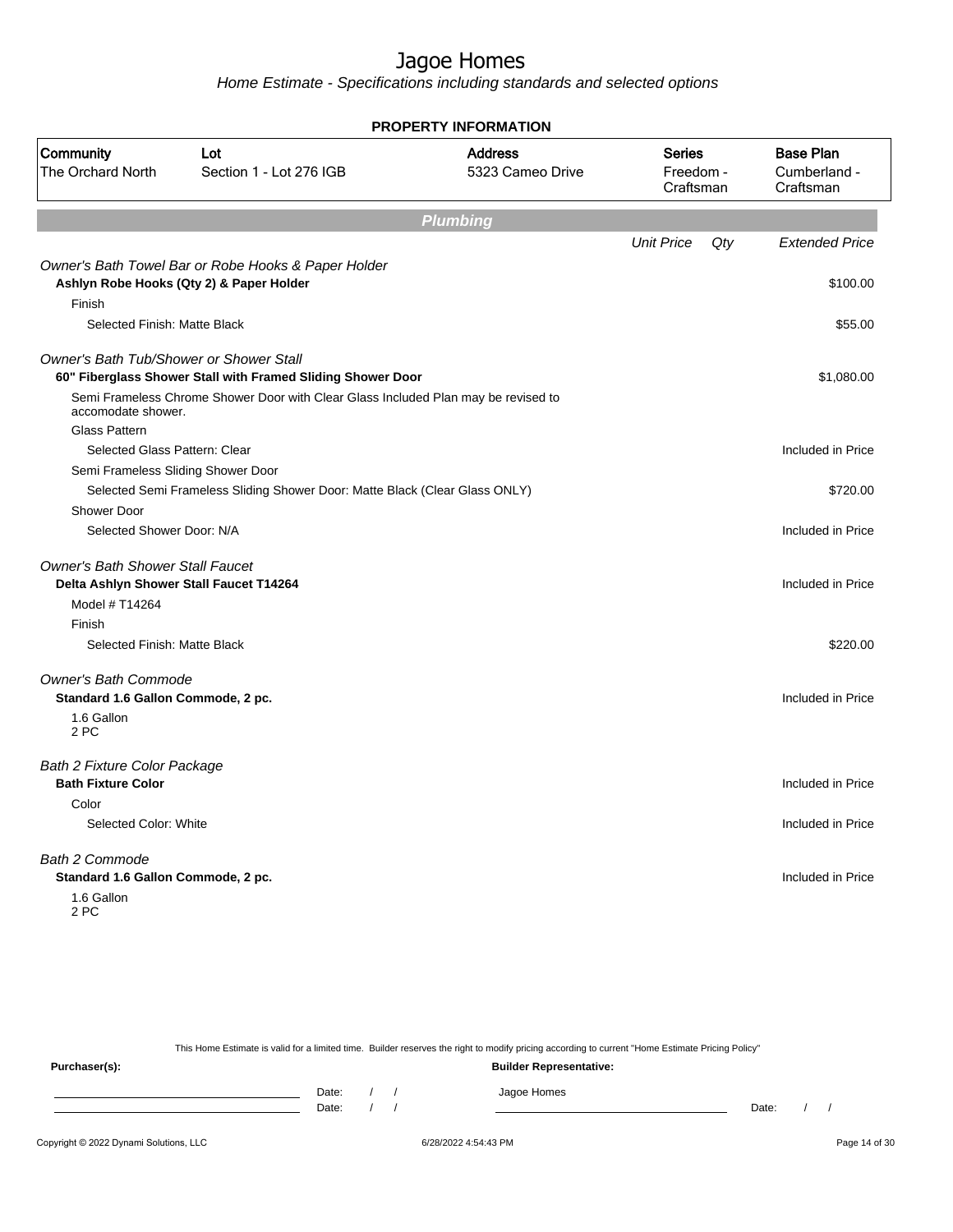# Jagoe Homes

Home Estimate - Specifications including standards and selected options

**PROPERTY INFORMATION**

| Community | Lot | Address | Series | Base Plan |
|---|---|---|---|---|
| The Orchard North | Section 1 - Lot 276 IGB | 5323 Cameo Drive | Freedom - Craftsman | Cumberland - Craftsman |

## Plumbing

| | Unit Price | Qty | Extended Price |
|---|---|---|---|
| *Owner's Bath Towel Bar or Robe Hooks & Paper Holder* | | | |
| **Ashlyn Robe Hooks (Qty 2) & Paper Holder** | | | $100.00 |
| Finish | | | |
| Selected Finish: Matte Black | | | $55.00 |
| *Owner's Bath Tub/Shower or Shower Stall* | | | |
| **60" Fiberglass Shower Stall with Framed Sliding Shower Door** | | | $1,080.00 |
| Semi Frameless Chrome Shower Door with Clear Glass Included Plan may be revised to accomodate shower. | | | |
| Glass Pattern | | | |
| Selected Glass Pattern: Clear | | | Included in Price |
| Semi Frameless Sliding Shower Door | | | |
| Selected Semi Frameless Sliding Shower Door: Matte Black (Clear Glass ONLY) | | | $720.00 |
| Shower Door | | | |
| Selected Shower Door: N/A | | | Included in Price |
| *Owner's Bath Shower Stall Faucet* | | | |
| **Delta Ashlyn Shower Stall Faucet T14264** | | | Included in Price |
| Model # T14264 | | | |
| Finish | | | |
| Selected Finish: Matte Black | | | $220.00 |
| *Owner's Bath Commode* | | | |
| **Standard 1.6 Gallon Commode, 2 pc.** | | | Included in Price |
| 1.6 Gallon 2 PC | | | |
| *Bath 2 Fixture Color Package* | | | |
| **Bath Fixture Color** | | | Included in Price |
| Color | | | |
| Selected Color: White | | | Included in Price |
| *Bath 2 Commode* | | | |
| **Standard 1.6 Gallon Commode, 2 pc.** | | | Included in Price |
| 1.6 Gallon 2 PC | | | |

This Home Estimate is valid for a limited time. Builder reserves the right to modify pricing according to current "Home Estimate Pricing Policy"

**Purchaser(s):**

Date: / /

Date: / /

**Builder Representative:**

Jagoe Homes

Date: / /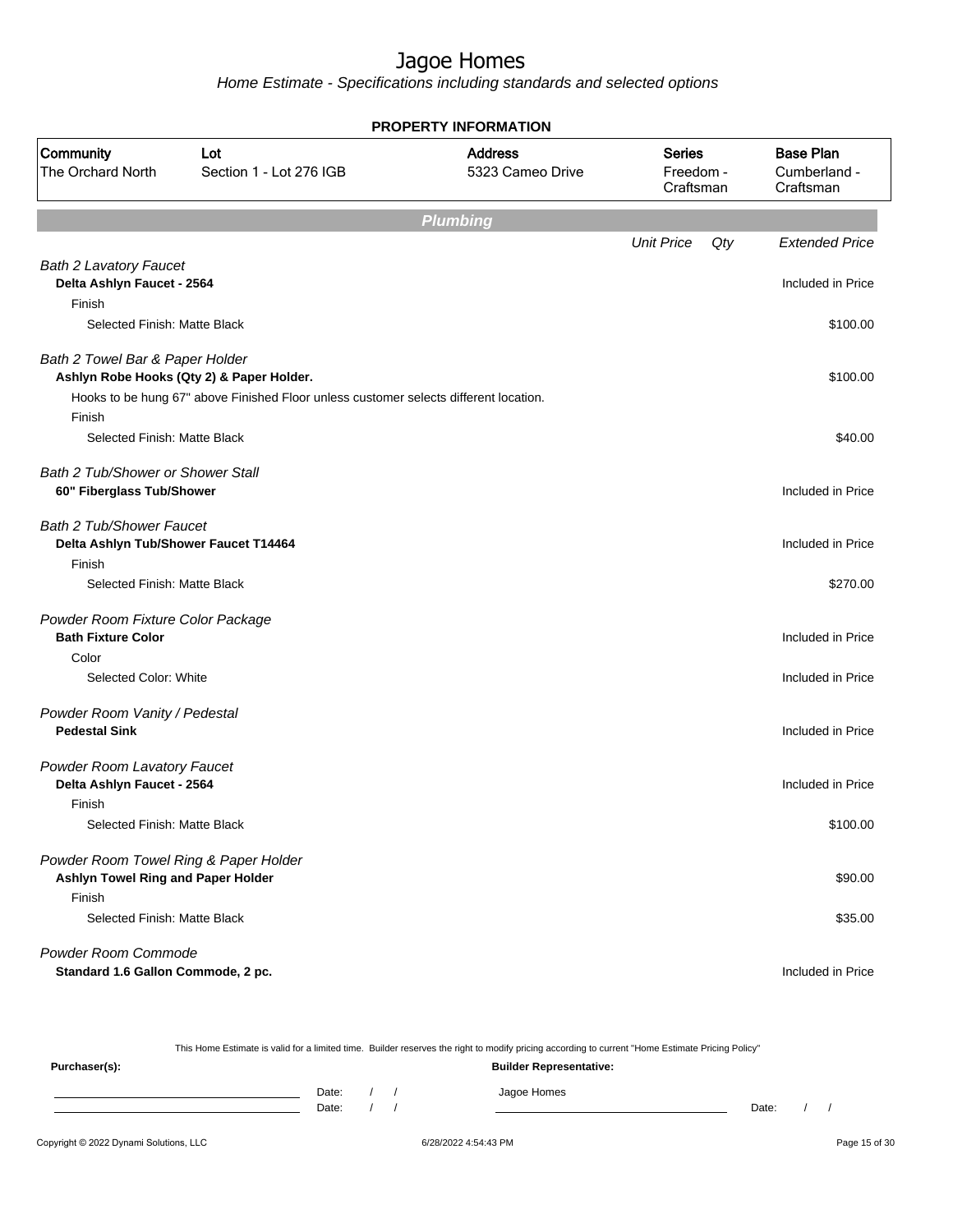# Jagoe Homes

*Home Estimate - Specifications including standards and selected options*

**PROPERTY INFORMATION**

| Community | Lot | Address | Series | Base Plan |
|---|---|---|---|---|
| The Orchard North | Section 1 - Lot 276 IGB | 5323 Cameo Drive | Freedom - Craftsman | Cumberland - Craftsman |

## Plumbing

| | Unit Price | Qty | Extended Price |
|---|---|---|---|
| *Bath 2 Lavatory Faucet* | | | |
| **Delta Ashlyn Faucet - 2564** | | | Included in Price |
| Finish | | | |
| Selected Finish: Matte Black | | | $100.00 |
| *Bath 2 Towel Bar & Paper Holder* | | | |
| **Ashlyn Robe Hooks (Qty 2) & Paper Holder.** | | | $100.00 |
| Hooks to be hung 67" above Finished Floor unless customer selects different location. | | | |
| Finish | | | |
| Selected Finish: Matte Black | | | $40.00 |
| *Bath 2 Tub/Shower or Shower Stall* | | | |
| **60" Fiberglass Tub/Shower** | | | Included in Price |
| *Bath 2 Tub/Shower Faucet* | | | |
| **Delta Ashlyn Tub/Shower Faucet T14464** | | | Included in Price |
| Finish | | | |
| Selected Finish: Matte Black | | | $270.00 |
| *Powder Room Fixture Color Package* | | | |
| **Bath Fixture Color** | | | Included in Price |
| Color | | | |
| Selected Color: White | | | Included in Price |
| *Powder Room Vanity / Pedestal* | | | |
| **Pedestal Sink** | | | Included in Price |
| *Powder Room Lavatory Faucet* | | | |
| **Delta Ashlyn Faucet - 2564** | | | Included in Price |
| Finish | | | |
| Selected Finish: Matte Black | | | $100.00 |
| *Powder Room Towel Ring & Paper Holder* | | | |
| **Ashlyn Towel Ring and Paper Holder** | | | $90.00 |
| Finish | | | |
| Selected Finish: Matte Black | | | $35.00 |
| *Powder Room Commode* | | | |
| **Standard 1.6 Gallon Commode, 2 pc.** | | | Included in Price |

This Home Estimate is valid for a limited time. Builder reserves the right to modify pricing according to current "Home Estimate Pricing Policy"

**Purchaser(s):** Date: / / Date: / /

**Builder Representative:** Jagoe Homes Date: / /

Copyright © 2022 Dynami Solutions, LLC 6/28/2022 4:54:43 PM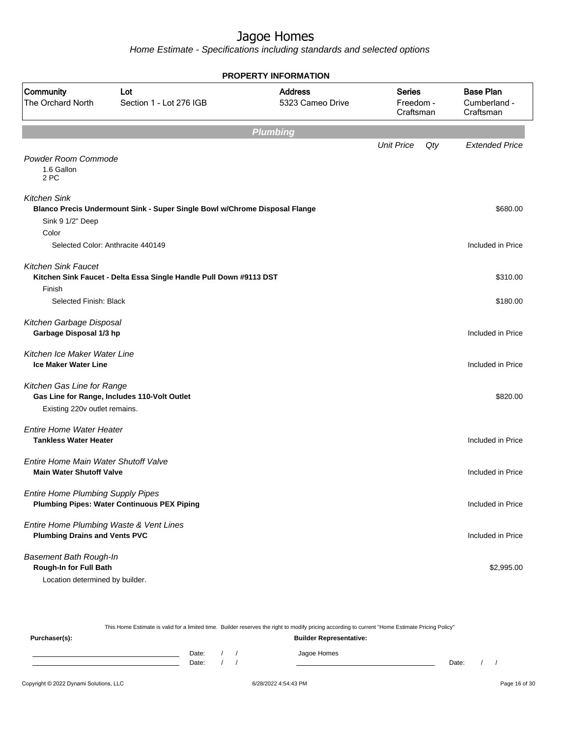# Jagoe Homes

*Home Estimate - Specifications including standards and selected options*

**PROPERTY INFORMATION**

| Community | Lot | Address | Series | Base Plan |
|---|---|---|---|---|
| The Orchard North | Section 1 - Lot 276 IGB | 5323 Cameo Drive | Freedom - Craftsman | Cumberland - Craftsman |

## Plumbing

| | Unit Price | Qty | Extended Price |
|---|---|---|---|
| *Powder Room Commode* | | | |
| 1.6 Gallon<br>2 PC | | | |
| *Kitchen Sink* | | | |
| **Blanco Precis Undermount Sink - Super Single Bowl w/Chrome Disposal Flange** | | | $680.00 |
| Sink 9 1/2" Deep | | | |
| Color | | | |
| Selected Color: Anthracite 440149 | | | Included in Price |
| *Kitchen Sink Faucet* | | | |
| **Kitchen Sink Faucet - Delta Essa Single Handle Pull Down #9113 DST** | | | $310.00 |
| Finish | | | |
| Selected Finish: Black | | | $180.00 |
| *Kitchen Garbage Disposal* | | | |
| **Garbage Disposal 1/3 hp** | | | Included in Price |
| *Kitchen Ice Maker Water Line* | | | |
| **Ice Maker Water Line** | | | Included in Price |
| *Kitchen Gas Line for Range* | | | |
| **Gas Line for Range, Includes 110-Volt Outlet** | | | $820.00 |
| Existing 220v outlet remains. | | | |
| *Entire Home Water Heater* | | | |
| **Tankless Water Heater** | | | Included in Price |
| *Entire Home Main Water Shutoff Valve* | | | |
| **Main Water Shutoff Valve** | | | Included in Price |
| *Entire Home Plumbing Supply Pipes* | | | |
| **Plumbing Pipes: Water Continuous PEX Piping** | | | Included in Price |
| *Entire Home Plumbing Waste & Vent Lines* | | | |
| **Plumbing Drains and Vents PVC** | | | Included in Price |
| *Basement Bath Rough-In* | | | |
| **Rough-In for Full Bath** | | | $2,995.00 |
| Location determined by builder. | | | |

This Home Estimate is valid for a limited time. Builder reserves the right to modify pricing according to current "Home Estimate Pricing Policy"

**Purchaser(s):**

______________________ Date: / /

______________________ Date: / /

**Builder Representative:**

Jagoe Homes

______________________ Date: / /

Copyright © 2022 Dynami Solutions, LLC 6/28/2022 4:54:43 PM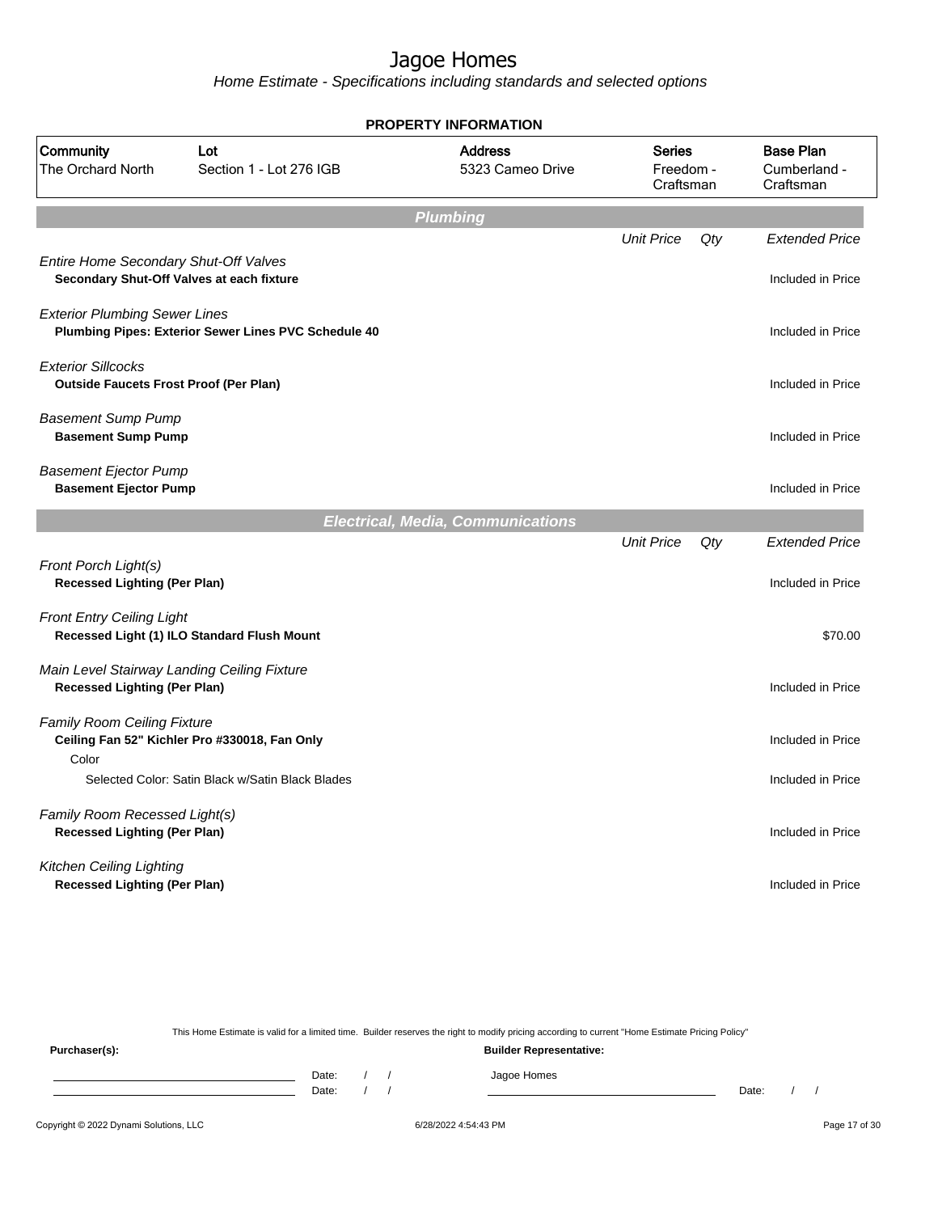# Jagoe Homes

*Home Estimate - Specifications including standards and selected options*

**PROPERTY INFORMATION**

| Community | Lot | Address | Series | Base Plan |
|---|---|---|---|---|
| The Orchard North | Section 1 - Lot 276 IGB | 5323 Cameo Drive | Freedom - Craftsman | Cumberland - Craftsman |

## Plumbing

| | Unit Price | Qty | Extended Price |
|---|---|---|---|
| *Entire Home Secondary Shut-Off Valves* | | | |
| **Secondary Shut-Off Valves at each fixture** | | | Included in Price |
| *Exterior Plumbing Sewer Lines* | | | |
| **Plumbing Pipes: Exterior Sewer Lines PVC Schedule 40** | | | Included in Price |
| *Exterior Sillcocks* | | | |
| **Outside Faucets Frost Proof (Per Plan)** | | | Included in Price |
| *Basement Sump Pump* | | | |
| **Basement Sump Pump** | | | Included in Price |
| *Basement Ejector Pump* | | | |
| **Basement Ejector Pump** | | | Included in Price |

## Electrical, Media, Communications

| | Unit Price | Qty | Extended Price |
|---|---|---|---|
| *Front Porch Light(s)* | | | |
| **Recessed Lighting (Per Plan)** | | | Included in Price |
| *Front Entry Ceiling Light* | | | |
| **Recessed Light (1) ILO Standard Flush Mount** | | | $70.00 |
| *Main Level Stairway Landing Ceiling Fixture* | | | |
| **Recessed Lighting (Per Plan)** | | | Included in Price |
| *Family Room Ceiling Fixture* | | | |
| **Ceiling Fan 52" Kichler Pro #330018, Fan Only** | | | Included in Price |
| Color | | | |
| Selected Color: Satin Black w/Satin Black Blades | | | Included in Price |
| *Family Room Recessed Light(s)* | | | |
| **Recessed Lighting (Per Plan)** | | | Included in Price |
| *Kitchen Ceiling Lighting* | | | |
| **Recessed Lighting (Per Plan)** | | | Included in Price |

This Home Estimate is valid for a limited time. Builder reserves the right to modify pricing according to current "Home Estimate Pricing Policy"

**Purchaser(s):**

Date: / /

Date: / /

**Builder Representative:**

Jagoe Homes

Date: / /

Copyright © 2022 Dynami Solutions, LLC — 6/28/2022 4:54:43 PM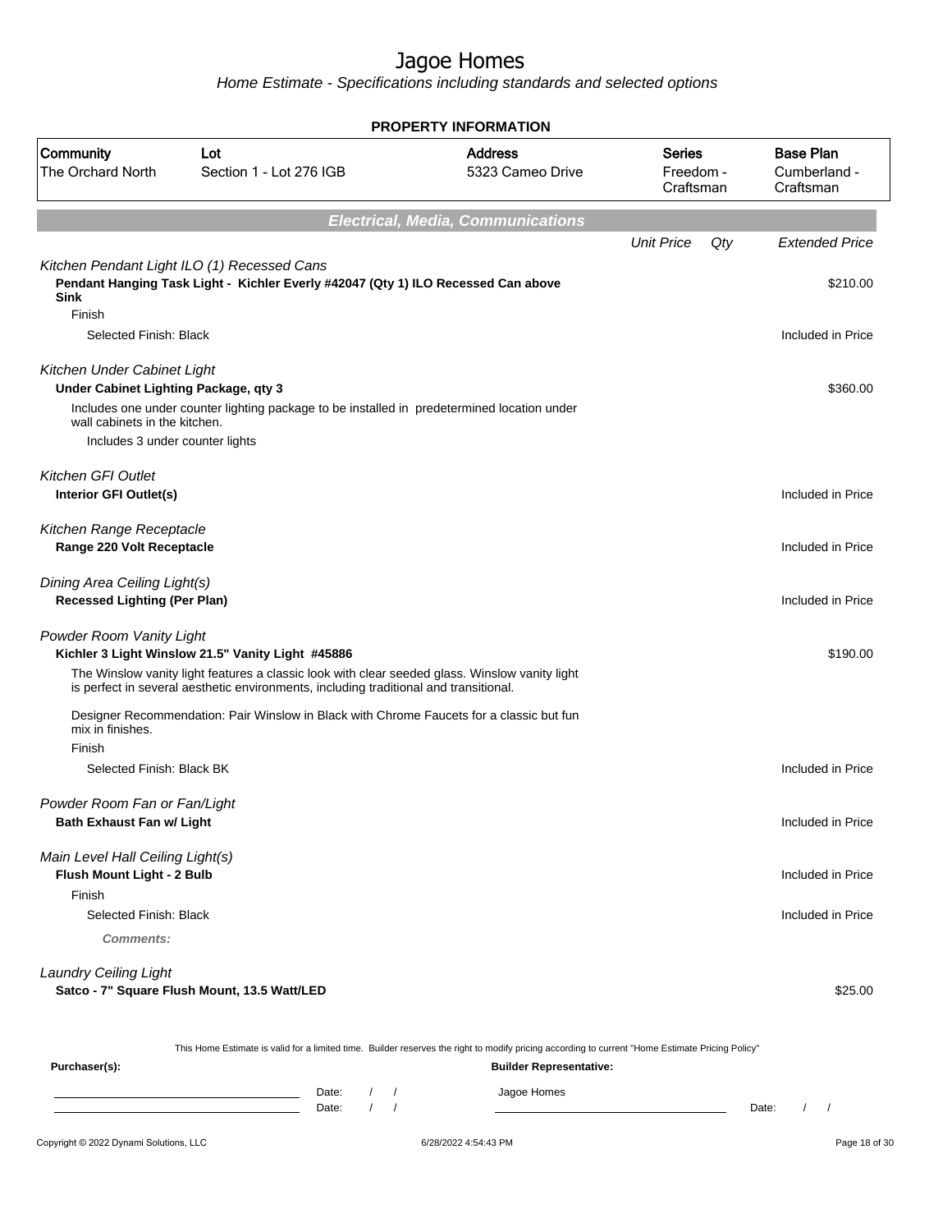# Jagoe Homes

*Home Estimate - Specifications including standards and selected options*

**PROPERTY INFORMATION**

| Community | Lot | Address | Series | Base Plan |
|---|---|---|---|---|
| The Orchard North | Section 1 - Lot 276 IGB | 5323 Cameo Drive | Freedom - Craftsman | Cumberland - Craftsman |

## Electrical, Media, Communications

| | Unit Price | Qty | Extended Price |
|---|---|---|---|
| *Kitchen Pendant Light ILO (1) Recessed Cans* | | | |
| **Pendant Hanging Task Light - Kichler Everly #42047 (Qty 1) ILO Recessed Can above Sink** | | | $210.00 |
| Finish | | | |
| Selected Finish: Black | | | Included in Price |
| *Kitchen Under Cabinet Light* | | | |
| **Under Cabinet Lighting Package, qty 3** | | | $360.00 |
| Includes one under counter lighting package to be installed in predetermined location under wall cabinets in the kitchen. | | | |
| Includes 3 under counter lights | | | |
| *Kitchen GFI Outlet* | | | |
| **Interior GFI Outlet(s)** | | | Included in Price |
| *Kitchen Range Receptacle* | | | |
| **Range 220 Volt Receptacle** | | | Included in Price |
| *Dining Area Ceiling Light(s)* | | | |
| **Recessed Lighting (Per Plan)** | | | Included in Price |
| *Powder Room Vanity Light* | | | |
| **Kichler 3 Light Winslow 21.5" Vanity Light #45886** | | | $190.00 |
| The Winslow vanity light features a classic look with clear seeded glass. Winslow vanity light is perfect in several aesthetic environments, including traditional and transitional. | | | |
| Designer Recommendation: Pair Winslow in Black with Chrome Faucets for a classic but fun mix in finishes. | | | |
| Finish | | | |
| Selected Finish: Black BK | | | Included in Price |
| *Powder Room Fan or Fan/Light* | | | |
| **Bath Exhaust Fan w/ Light** | | | Included in Price |
| *Main Level Hall Ceiling Light(s)* | | | |
| **Flush Mount Light - 2 Bulb** | | | Included in Price |
| Finish | | | |
| Selected Finish: Black | | | Included in Price |
| ***Comments:*** | | | |
| *Laundry Ceiling Light* | | | |
| **Satco - 7" Square Flush Mount, 13.5 Watt/LED** | | | $25.00 |

This Home Estimate is valid for a limited time. Builder reserves the right to modify pricing according to current "Home Estimate Pricing Policy"

**Purchaser(s):** Date: / / Date: / /

**Builder Representative:** Jagoe Homes Date: / /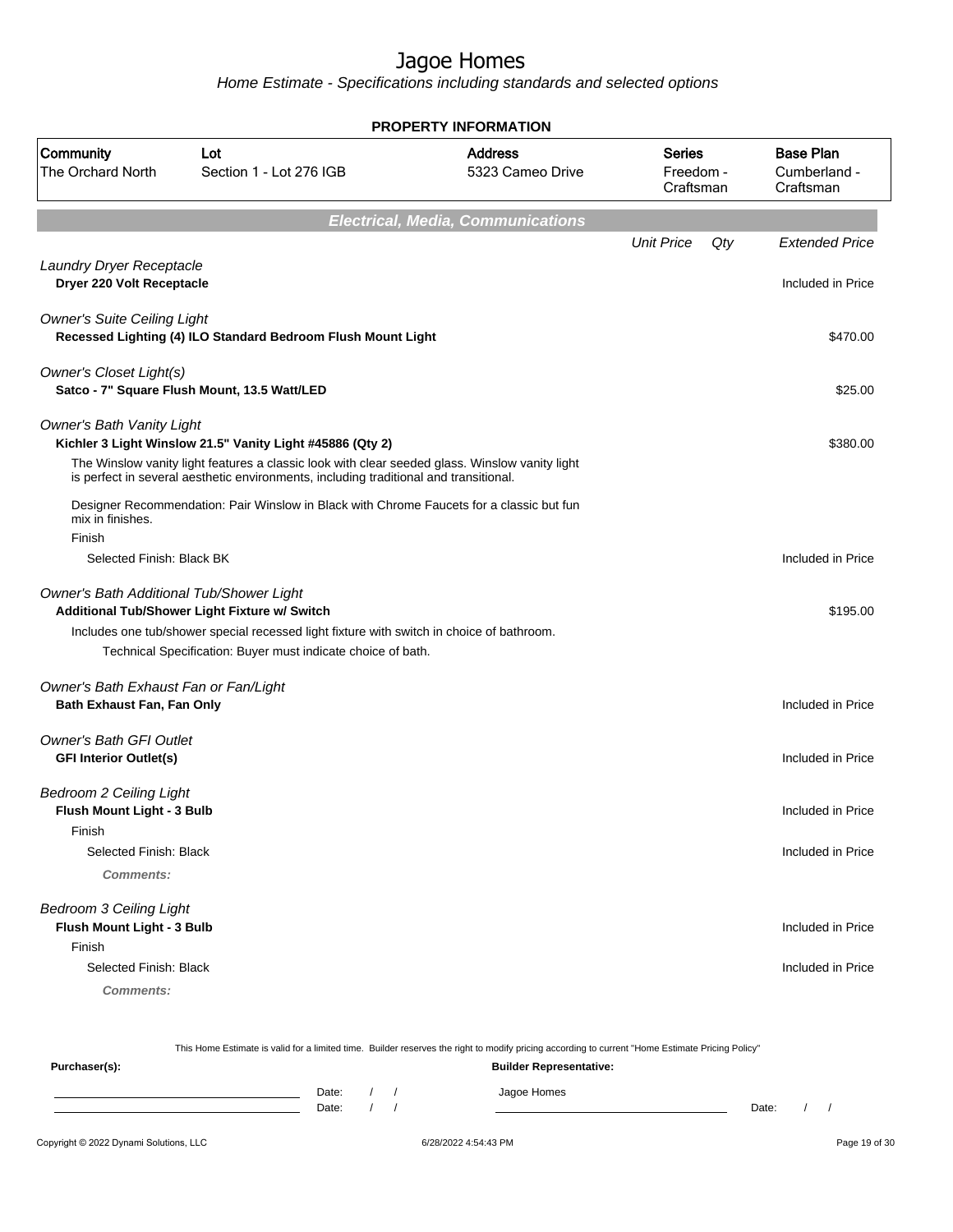# Jagoe Homes

*Home Estimate - Specifications including standards and selected options*

## PROPERTY INFORMATION

| Community | Lot | Address | Series | Base Plan |
|---|---|---|---|---|
| The Orchard North | Section 1 - Lot 276 IGB | 5323 Cameo Drive | Freedom - Craftsman | Cumberland - Craftsman |

## Electrical, Media, Communications

| | Unit Price | Qty | Extended Price |
|---|---|---|---|
| *Laundry Dryer Receptacle* | | | |
| **Dryer 220 Volt Receptacle** | | | Included in Price |
| *Owner's Suite Ceiling Light* | | | |
| **Recessed Lighting (4) ILO Standard Bedroom Flush Mount Light** | | | $470.00 |
| *Owner's Closet Light(s)* | | | |
| **Satco - 7" Square Flush Mount, 13.5 Watt/LED** | | | $25.00 |
| *Owner's Bath Vanity Light* | | | |
| **Kichler 3 Light Winslow 21.5" Vanity Light #45886 (Qty 2)** | | | $380.00 |
| The Winslow vanity light features a classic look with clear seeded glass. Winslow vanity light is perfect in several aesthetic environments, including traditional and transitional. | | | |
| Designer Recommendation: Pair Winslow in Black with Chrome Faucets for a classic but fun mix in finishes. | | | |
| Finish | | | |
| Selected Finish: Black BK | | | Included in Price |
| *Owner's Bath Additional Tub/Shower Light* | | | |
| **Additional Tub/Shower Light Fixture w/ Switch** | | | $195.00 |
| Includes one tub/shower special recessed light fixture with switch in choice of bathroom. | | | |
| Technical Specification: Buyer must indicate choice of bath. | | | |
| *Owner's Bath Exhaust Fan or Fan/Light* | | | |
| **Bath Exhaust Fan, Fan Only** | | | Included in Price |
| *Owner's Bath GFI Outlet* | | | |
| **GFI Interior Outlet(s)** | | | Included in Price |
| *Bedroom 2 Ceiling Light* | | | |
| **Flush Mount Light - 3 Bulb** | | | Included in Price |
| Finish | | | |
| Selected Finish: Black | | | Included in Price |
| ***Comments:*** | | | |
| *Bedroom 3 Ceiling Light* | | | |
| **Flush Mount Light - 3 Bulb** | | | Included in Price |
| Finish | | | |
| Selected Finish: Black | | | Included in Price |
| ***Comments:*** | | | |

This Home Estimate is valid for a limited time. Builder reserves the right to modify pricing according to current "Home Estimate Pricing Policy"

**Purchaser(s):**

Date: / /

Date: / /

**Builder Representative:**

Jagoe Homes

Date: / /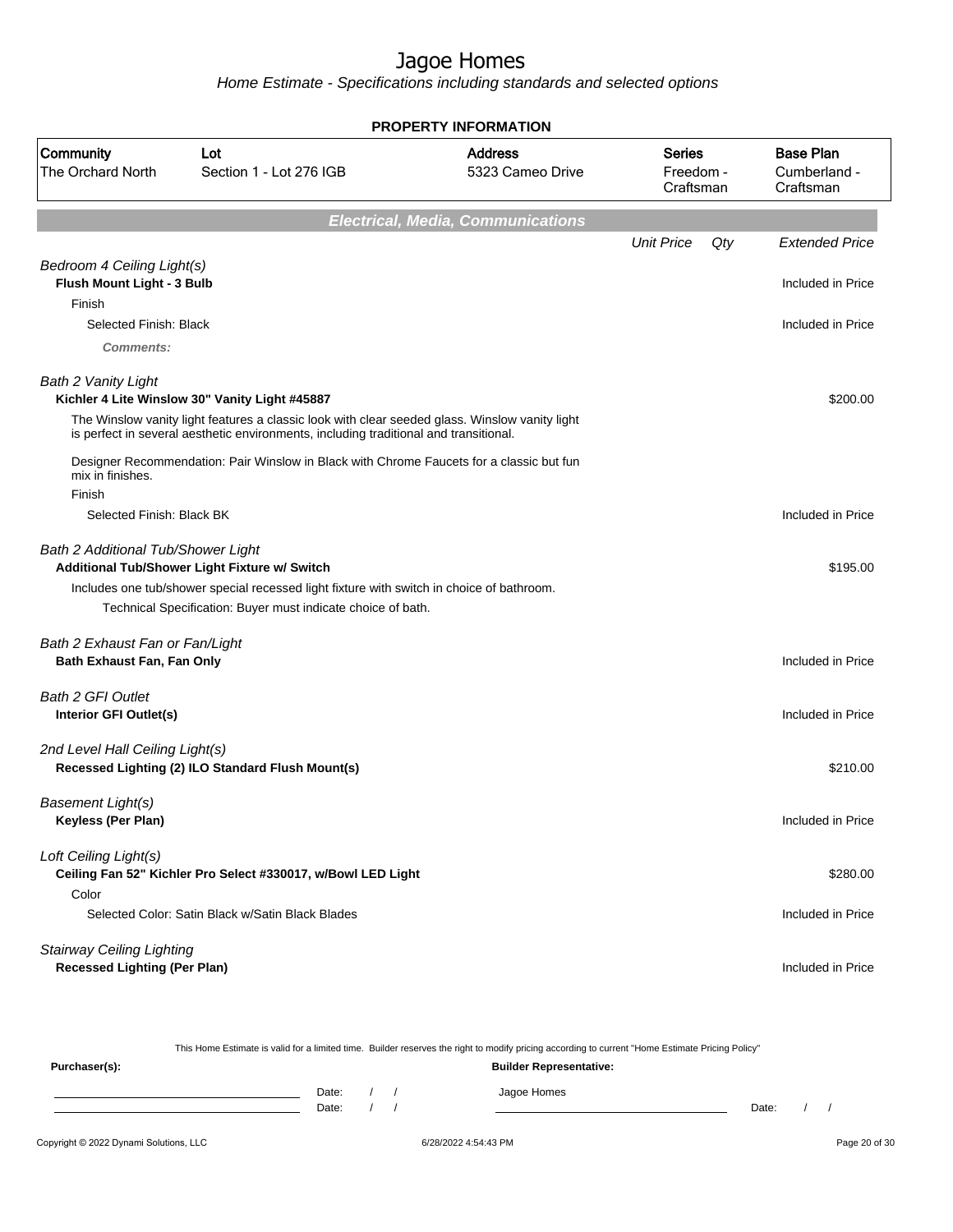# Jagoe Homes

*Home Estimate - Specifications including standards and selected options*

**PROPERTY INFORMATION**

| Community | Lot | Address | Series | Base Plan |
|---|---|---|---|---|
| The Orchard North | Section 1 - Lot 276 IGB | 5323 Cameo Drive | Freedom - Craftsman | Cumberland - Craftsman |

## Electrical, Media, Communications

| | Unit Price | Qty | Extended Price |
|---|---|---|---|
| *Bedroom 4 Ceiling Light(s)* | | | |
| **Flush Mount Light - 3 Bulb** | | | Included in Price |
| Finish | | | |
| Selected Finish: Black | | | Included in Price |
| ***Comments:*** | | | |
| *Bath 2 Vanity Light* | | | |
| **Kichler 4 Lite Winslow 30" Vanity Light #45887** | | | $200.00 |
| The Winslow vanity light features a classic look with clear seeded glass. Winslow vanity light is perfect in several aesthetic environments, including traditional and transitional. | | | |
| Designer Recommendation: Pair Winslow in Black with Chrome Faucets for a classic but fun mix in finishes. | | | |
| Finish | | | |
| Selected Finish: Black BK | | | Included in Price |
| *Bath 2 Additional Tub/Shower Light* | | | |
| **Additional Tub/Shower Light Fixture w/ Switch** | | | $195.00 |
| Includes one tub/shower special recessed light fixture with switch in choice of bathroom. | | | |
| Technical Specification: Buyer must indicate choice of bath. | | | |
| *Bath 2 Exhaust Fan or Fan/Light* | | | |
| **Bath Exhaust Fan, Fan Only** | | | Included in Price |
| *Bath 2 GFI Outlet* | | | |
| **Interior GFI Outlet(s)** | | | Included in Price |
| *2nd Level Hall Ceiling Light(s)* | | | |
| **Recessed Lighting (2) ILO Standard Flush Mount(s)** | | | $210.00 |
| *Basement Light(s)* | | | |
| **Keyless (Per Plan)** | | | Included in Price |
| *Loft Ceiling Light(s)* | | | |
| **Ceiling Fan 52" Kichler Pro Select #330017, w/Bowl LED Light** | | | $280.00 |
| Color | | | |
| Selected Color: Satin Black w/Satin Black Blades | | | Included in Price |
| *Stairway Ceiling Lighting* | | | |
| **Recessed Lighting (Per Plan)** | | | Included in Price |

This Home Estimate is valid for a limited time. Builder reserves the right to modify pricing according to current "Home Estimate Pricing Policy"

**Purchaser(s):** **Builder Representative:**

Date: / / Jagoe Homes

Date: / / Date: / /

Copyright © 2022 Dynami Solutions, LLC 6/28/2022 4:54:43 PM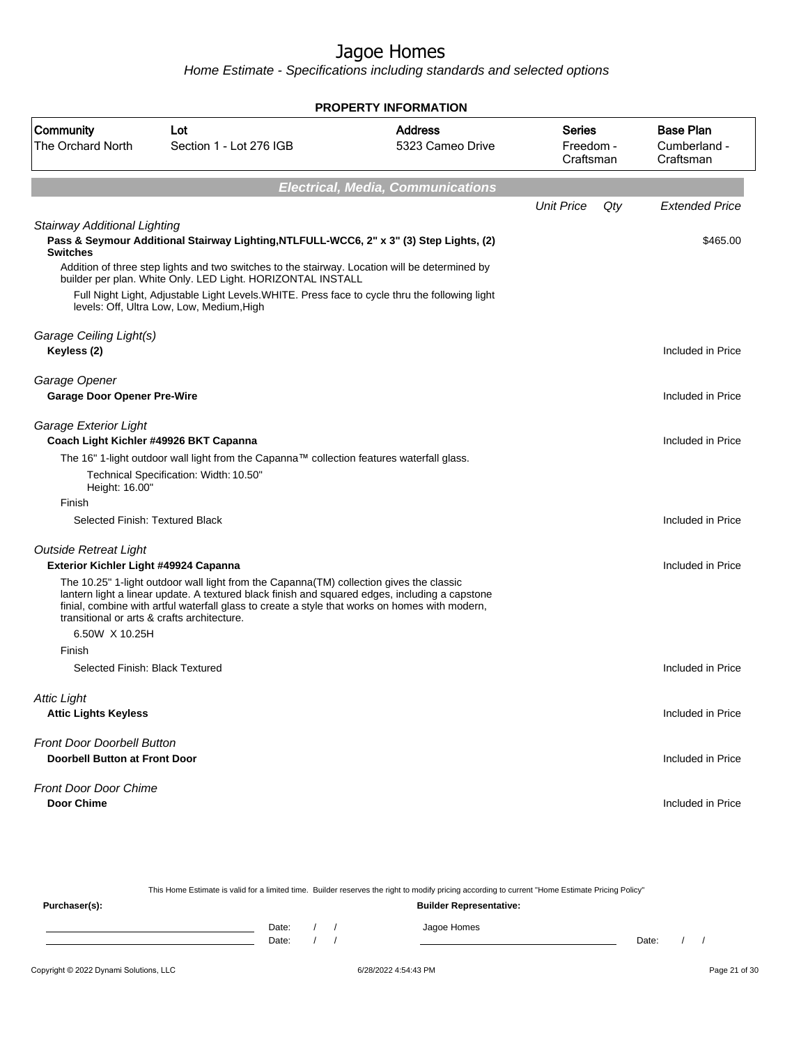# Jagoe Homes

Home Estimate - Specifications including standards and selected options

**PROPERTY INFORMATION**

| Community | Lot | Address | Series | Base Plan |
|---|---|---|---|---|
| The Orchard North | Section 1 - Lot 276 IGB | 5323 Cameo Drive | Freedom - Craftsman | Cumberland - Craftsman |

## Electrical, Media, Communications

| | Unit Price | Qty | Extended Price |
|---|---|---|---|
| *Stairway Additional Lighting* | | | |
| **Pass & Seymour Additional Stairway Lighting,NTLFULL-WCC6, 2" x 3" (3) Step Lights, (2) Switches** | | | $465.00 |
| Addition of three step lights and two switches to the stairway. Location will be determined by builder per plan. White Only. LED Light. HORIZONTAL INSTALL | | | |
| Full Night Light, Adjustable Light Levels.WHITE. Press face to cycle thru the following light levels: Off, Ultra Low, Low, Medium,High | | | |
| *Garage Ceiling Light(s)* | | | |
| **Keyless (2)** | | | Included in Price |
| *Garage Opener* | | | |
| **Garage Door Opener Pre-Wire** | | | Included in Price |
| *Garage Exterior Light* | | | |
| **Coach Light Kichler #49926 BKT Capanna** | | | Included in Price |
| The 16" 1-light outdoor wall light from the Capanna™ collection features waterfall glass. | | | |
| Technical Specification: Width: 10.50" Height: 16.00" | | | |
| Finish | | | |
| Selected Finish: Textured Black | | | Included in Price |
| *Outside Retreat Light* | | | |
| **Exterior Kichler Light #49924 Capanna** | | | Included in Price |
| The 10.25" 1-light outdoor wall light from the Capanna(TM) collection gives the classic lantern light a linear update. A textured black finish and squared edges, including a capstone finial, combine with artful waterfall glass to create a style that works on homes with modern, transitional or arts & crafts architecture. | | | |
| 6.50W X 10.25H | | | |
| Finish | | | |
| Selected Finish: Black Textured | | | Included in Price |
| *Attic Light* | | | |
| **Attic Lights Keyless** | | | Included in Price |
| *Front Door Doorbell Button* | | | |
| **Doorbell Button at Front Door** | | | Included in Price |
| *Front Door Door Chime* | | | |
| **Door Chime** | | | Included in Price |

This Home Estimate is valid for a limited time. Builder reserves the right to modify pricing according to current "Home Estimate Pricing Policy"

**Purchaser(s):** **Builder Representative:**

Date: / /  Jagoe Homes
Date: / /  Date: / /

Copyright © 2022 Dynami Solutions, LLC  6/28/2022 4:54:43 PM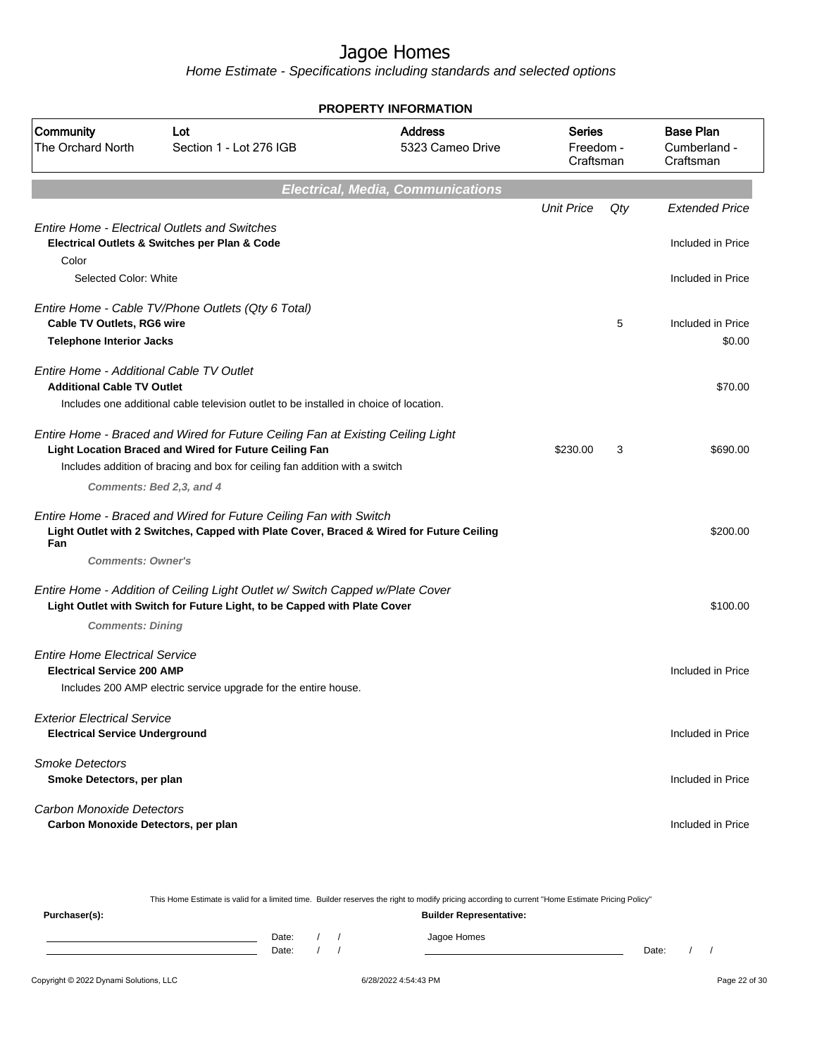# Jagoe Homes

Home Estimate - Specifications including standards and selected options

**PROPERTY INFORMATION**

| Community | Lot | Address | Series | Base Plan |
|---|---|---|---|---|
| The Orchard North | Section 1 - Lot 276 IGB | 5323 Cameo Drive | Freedom - Craftsman | Cumberland - Craftsman |

## Electrical, Media, Communications

| | Unit Price | Qty | Extended Price |
|---|---|---|---|
| *Entire Home - Electrical Outlets and Switches* | | | |
| **Electrical Outlets & Switches per Plan & Code** | | | Included in Price |
| Color | | | |
| Selected Color: White | | | Included in Price |
| *Entire Home - Cable TV/Phone Outlets (Qty 6 Total)* | | | |
| **Cable TV Outlets, RG6 wire** | | 5 | Included in Price |
| **Telephone Interior Jacks** | | | $0.00 |
| *Entire Home - Additional Cable TV Outlet* | | | |
| **Additional Cable TV Outlet** | | | $70.00 |
| Includes one additional cable television outlet to be installed in choice of location. | | | |
| *Entire Home - Braced and Wired for Future Ceiling Fan at Existing Ceiling Light* | | | |
| **Light Location Braced and Wired for Future Ceiling Fan** | $230.00 | 3 | $690.00 |
| Includes addition of bracing and box for ceiling fan addition with a switch | | | |
| ***Comments: Bed 2,3, and 4*** | | | |
| *Entire Home - Braced and Wired for Future Ceiling Fan with Switch* | | | |
| **Light Outlet with 2 Switches, Capped with Plate Cover, Braced & Wired for Future Ceiling Fan** | | | $200.00 |
| ***Comments: Owner's*** | | | |
| *Entire Home - Addition of Ceiling Light Outlet w/ Switch Capped w/Plate Cover* | | | |
| **Light Outlet with Switch for Future Light, to be Capped with Plate Cover** | | | $100.00 |
| ***Comments: Dining*** | | | |
| *Entire Home Electrical Service* | | | |
| **Electrical Service 200 AMP** | | | Included in Price |
| Includes 200 AMP electric service upgrade for the entire house. | | | |
| *Exterior Electrical Service* | | | |
| **Electrical Service Underground** | | | Included in Price |
| *Smoke Detectors* | | | |
| **Smoke Detectors, per plan** | | | Included in Price |
| *Carbon Monoxide Detectors* | | | |
| **Carbon Monoxide Detectors, per plan** | | | Included in Price |

This Home Estimate is valid for a limited time. Builder reserves the right to modify pricing according to current "Home Estimate Pricing Policy"

**Purchaser(s):** **Builder Representative:**

Date: / / Jagoe Homes

Date: / / Date: / /

Copyright © 2022 Dynami Solutions, LLC 6/28/2022 4:54:43 PM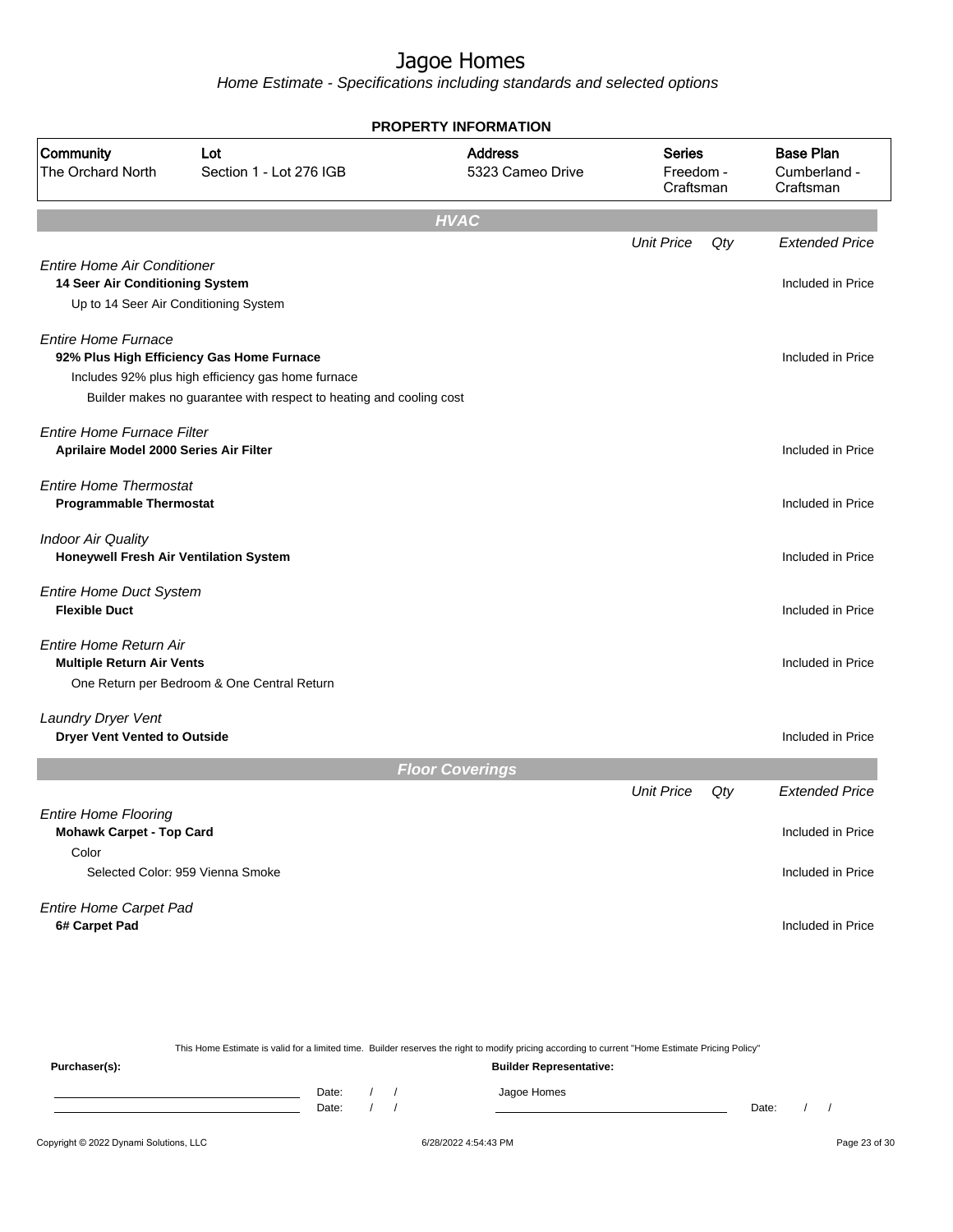# Jagoe Homes

*Home Estimate - Specifications including standards and selected options*

**PROPERTY INFORMATION**

| Community | Lot | Address | Series | Base Plan |
|---|---|---|---|---|
| The Orchard North | Section 1 - Lot 276 IGB | 5323 Cameo Drive | Freedom - Craftsman | Cumberland - Craftsman |

## HVAC

| | Unit Price | Qty | Extended Price |
|---|---|---|---|
| *Entire Home Air Conditioner* | | | |
| **14 Seer Air Conditioning System** | | | Included in Price |
| Up to 14 Seer Air Conditioning System | | | |
| *Entire Home Furnace* | | | |
| **92% Plus High Efficiency Gas Home Furnace** | | | Included in Price |
| Includes 92% plus high efficiency gas home furnace | | | |
| Builder makes no guarantee with respect to heating and cooling cost | | | |
| *Entire Home Furnace Filter* | | | |
| **Aprilaire Model 2000 Series Air Filter** | | | Included in Price |
| *Entire Home Thermostat* | | | |
| **Programmable Thermostat** | | | Included in Price |
| *Indoor Air Quality* | | | |
| **Honeywell Fresh Air Ventilation System** | | | Included in Price |
| *Entire Home Duct System* | | | |
| **Flexible Duct** | | | Included in Price |
| *Entire Home Return Air* | | | |
| **Multiple Return Air Vents** | | | Included in Price |
| One Return per Bedroom & One Central Return | | | |
| *Laundry Dryer Vent* | | | |
| **Dryer Vent Vented to Outside** | | | Included in Price |

## Floor Coverings

| | Unit Price | Qty | Extended Price |
|---|---|---|---|
| *Entire Home Flooring* | | | |
| **Mohawk Carpet - Top Card** | | | Included in Price |
| Color | | | |
| Selected Color: 959 Vienna Smoke | | | Included in Price |
| *Entire Home Carpet Pad* | | | |
| **6# Carpet Pad** | | | Included in Price |

This Home Estimate is valid for a limited time. Builder reserves the right to modify pricing according to current "Home Estimate Pricing Policy"

**Purchaser(s):** **Builder Representative:**

Date: / /
Date: / /

Jagoe Homes

Date: / /

Copyright © 2022 Dynami Solutions, LLC 6/28/2022 4:54:43 PM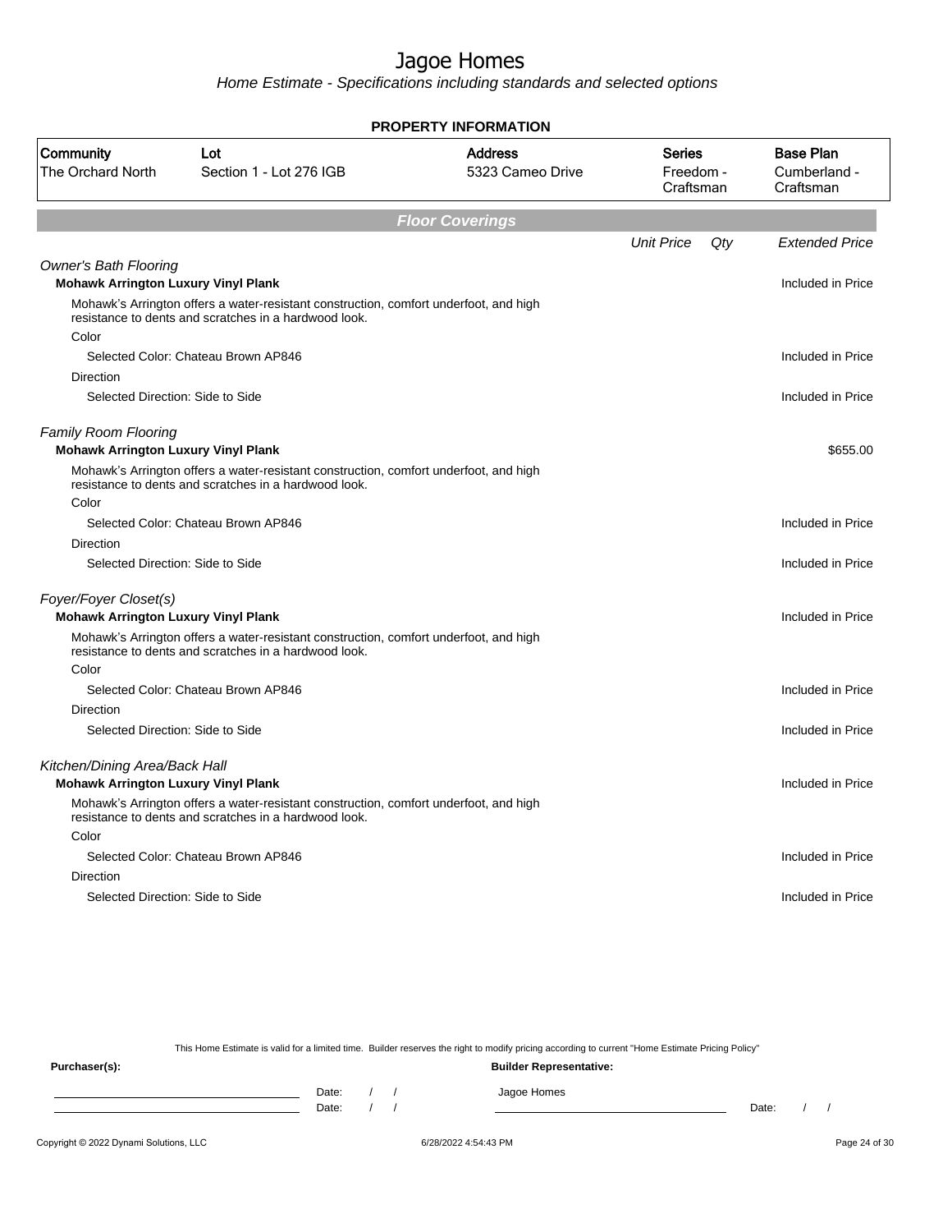# Jagoe Homes

*Home Estimate - Specifications including standards and selected options*

**PROPERTY INFORMATION**

| Community | Lot | Address | Series | Base Plan |
|---|---|---|---|---|
| The Orchard North | Section 1 - Lot 276 IGB | 5323 Cameo Drive | Freedom - Craftsman | Cumberland - Craftsman |

## Floor Coverings

| | Unit Price | Qty | Extended Price |
|---|---|---|---|
| *Owner's Bath Flooring* | | | |
| **Mohawk Arrington Luxury Vinyl Plank** | | | Included in Price |
| Mohawk's Arrington offers a water-resistant construction, comfort underfoot, and high resistance to dents and scratches in a hardwood look. | | | |
| Color | | | |
| Selected Color: Chateau Brown AP846 | | | Included in Price |
| Direction | | | |
| Selected Direction: Side to Side | | | Included in Price |
| *Family Room Flooring* | | | |
| **Mohawk Arrington Luxury Vinyl Plank** | | | $655.00 |
| Mohawk's Arrington offers a water-resistant construction, comfort underfoot, and high resistance to dents and scratches in a hardwood look. | | | |
| Color | | | |
| Selected Color: Chateau Brown AP846 | | | Included in Price |
| Direction | | | |
| Selected Direction: Side to Side | | | Included in Price |
| *Foyer/Foyer Closet(s)* | | | |
| **Mohawk Arrington Luxury Vinyl Plank** | | | Included in Price |
| Mohawk's Arrington offers a water-resistant construction, comfort underfoot, and high resistance to dents and scratches in a hardwood look. | | | |
| Color | | | |
| Selected Color: Chateau Brown AP846 | | | Included in Price |
| Direction | | | |
| Selected Direction: Side to Side | | | Included in Price |
| *Kitchen/Dining Area/Back Hall* | | | |
| **Mohawk Arrington Luxury Vinyl Plank** | | | Included in Price |
| Mohawk's Arrington offers a water-resistant construction, comfort underfoot, and high resistance to dents and scratches in a hardwood look. | | | |
| Color | | | |
| Selected Color: Chateau Brown AP846 | | | Included in Price |
| Direction | | | |
| Selected Direction: Side to Side | | | Included in Price |

This Home Estimate is valid for a limited time. Builder reserves the right to modify pricing according to current "Home Estimate Pricing Policy"

**Purchaser(s):** 

Date: / /

Date: / /

**Builder Representative:**

Jagoe Homes

Date: / /

Copyright © 2022 Dynami Solutions, LLC 6/28/2022 4:54:43 PM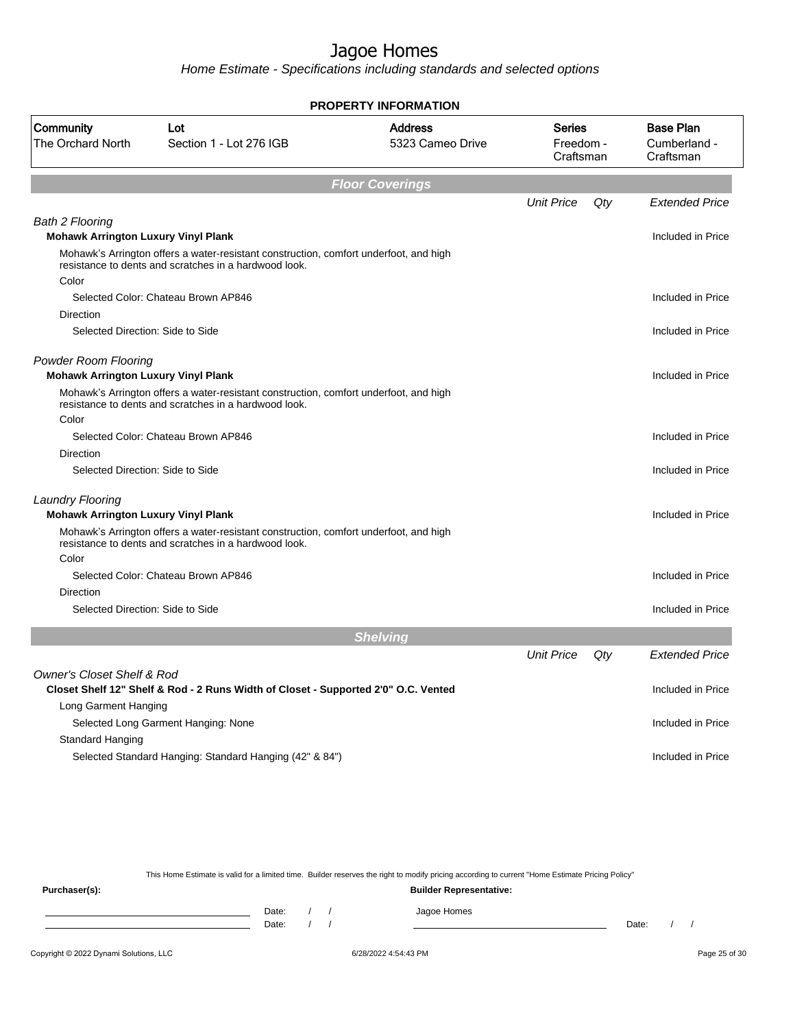# Jagoe Homes

*Home Estimate - Specifications including standards and selected options*

**PROPERTY INFORMATION**

| Community | Lot | Address | Series | Base Plan |
|---|---|---|---|---|
| The Orchard North | Section 1 - Lot 276 IGB | 5323 Cameo Drive | Freedom - Craftsman | Cumberland - Craftsman |

## Floor Coverings

| | Unit Price | Qty | Extended Price |
|---|---|---|---|
| *Bath 2 Flooring* | | | |
| **Mohawk Arrington Luxury Vinyl Plank** | | | Included in Price |
| Mohawk's Arrington offers a water-resistant construction, comfort underfoot, and high resistance to dents and scratches in a hardwood look. | | | |
| Color | | | |
| Selected Color: Chateau Brown AP846 | | | Included in Price |
| Direction | | | |
| Selected Direction: Side to Side | | | Included in Price |
| *Powder Room Flooring* | | | |
| **Mohawk Arrington Luxury Vinyl Plank** | | | Included in Price |
| Mohawk's Arrington offers a water-resistant construction, comfort underfoot, and high resistance to dents and scratches in a hardwood look. | | | |
| Color | | | |
| Selected Color: Chateau Brown AP846 | | | Included in Price |
| Direction | | | |
| Selected Direction: Side to Side | | | Included in Price |
| *Laundry Flooring* | | | |
| **Mohawk Arrington Luxury Vinyl Plank** | | | Included in Price |
| Mohawk's Arrington offers a water-resistant construction, comfort underfoot, and high resistance to dents and scratches in a hardwood look. | | | |
| Color | | | |
| Selected Color: Chateau Brown AP846 | | | Included in Price |
| Direction | | | |
| Selected Direction: Side to Side | | | Included in Price |

## Shelving

| | Unit Price | Qty | Extended Price |
|---|---|---|---|
| *Owner's Closet Shelf & Rod* | | | |
| **Closet Shelf 12" Shelf & Rod - 2 Runs Width of Closet - Supported 2'0" O.C. Vented** | | | Included in Price |
| Long Garment Hanging | | | |
| Selected Long Garment Hanging: None | | | Included in Price |
| Standard Hanging | | | |
| Selected Standard Hanging: Standard Hanging (42" & 84") | | | Included in Price |

This Home Estimate is valid for a limited time. Builder reserves the right to modify pricing according to current "Home Estimate Pricing Policy"

**Purchaser(s):**

Date: / /

Date: / /

**Builder Representative:**

Jagoe Homes

Date: / /

Copyright © 2022 Dynami Solutions, LLC — 6/28/2022 4:54:43 PM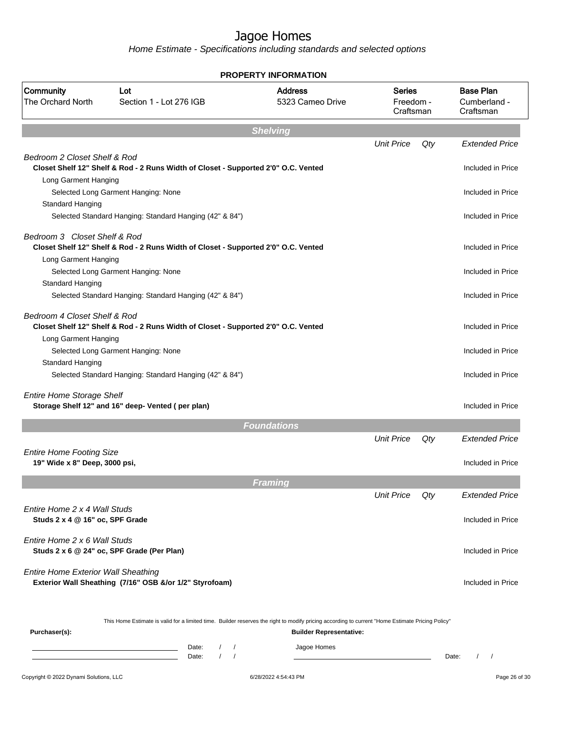# Jagoe Homes

*Home Estimate - Specifications including standards and selected options*

**PROPERTY INFORMATION**

| Community | Lot | Address | Series | Base Plan |
|---|---|---|---|---|
| The Orchard North | Section 1 - Lot 276 IGB | 5323 Cameo Drive | Freedom - Craftsman | Cumberland - Craftsman |

## Shelving

| | Unit Price | Qty | Extended Price |
|---|---|---|---|
| *Bedroom 2 Closet Shelf & Rod* | | | |
| **Closet Shelf 12" Shelf & Rod - 2 Runs Width of Closet - Supported 2'0" O.C. Vented** | | | Included in Price |
| Long Garment Hanging | | | |
| Selected Long Garment Hanging: None | | | Included in Price |
| Standard Hanging | | | |
| Selected Standard Hanging: Standard Hanging (42" & 84") | | | Included in Price |
| *Bedroom 3 Closet Shelf & Rod* | | | |
| **Closet Shelf 12" Shelf & Rod - 2 Runs Width of Closet - Supported 2'0" O.C. Vented** | | | Included in Price |
| Long Garment Hanging | | | |
| Selected Long Garment Hanging: None | | | Included in Price |
| Standard Hanging | | | |
| Selected Standard Hanging: Standard Hanging (42" & 84") | | | Included in Price |
| *Bedroom 4 Closet Shelf & Rod* | | | |
| **Closet Shelf 12" Shelf & Rod - 2 Runs Width of Closet - Supported 2'0" O.C. Vented** | | | Included in Price |
| Long Garment Hanging | | | |
| Selected Long Garment Hanging: None | | | Included in Price |
| Standard Hanging | | | |
| Selected Standard Hanging: Standard Hanging (42" & 84") | | | Included in Price |
| *Entire Home Storage Shelf* | | | |
| **Storage Shelf 12" and 16" deep- Vented ( per plan)** | | | Included in Price |

## Foundations

| | Unit Price | Qty | Extended Price |
|---|---|---|---|
| *Entire Home Footing Size* | | | |
| **19" Wide x 8" Deep, 3000 psi,** | | | Included in Price |

## Framing

| | Unit Price | Qty | Extended Price |
|---|---|---|---|
| *Entire Home 2 x 4 Wall Studs* | | | |
| **Studs 2 x 4 @ 16" oc, SPF Grade** | | | Included in Price |
| *Entire Home 2 x 6 Wall Studs* | | | |
| **Studs 2 x 6 @ 24" oc, SPF Grade (Per Plan)** | | | Included in Price |
| *Entire Home Exterior Wall Sheathing* | | | |
| **Exterior Wall Sheathing (7/16" OSB &/or 1/2" Styrofoam)** | | | Included in Price |

This Home Estimate is valid for a limited time. Builder reserves the right to modify pricing according to current "Home Estimate Pricing Policy"

**Purchaser(s):**

Date: / /

Date: / /

**Builder Representative:**

Jagoe Homes

Date: / /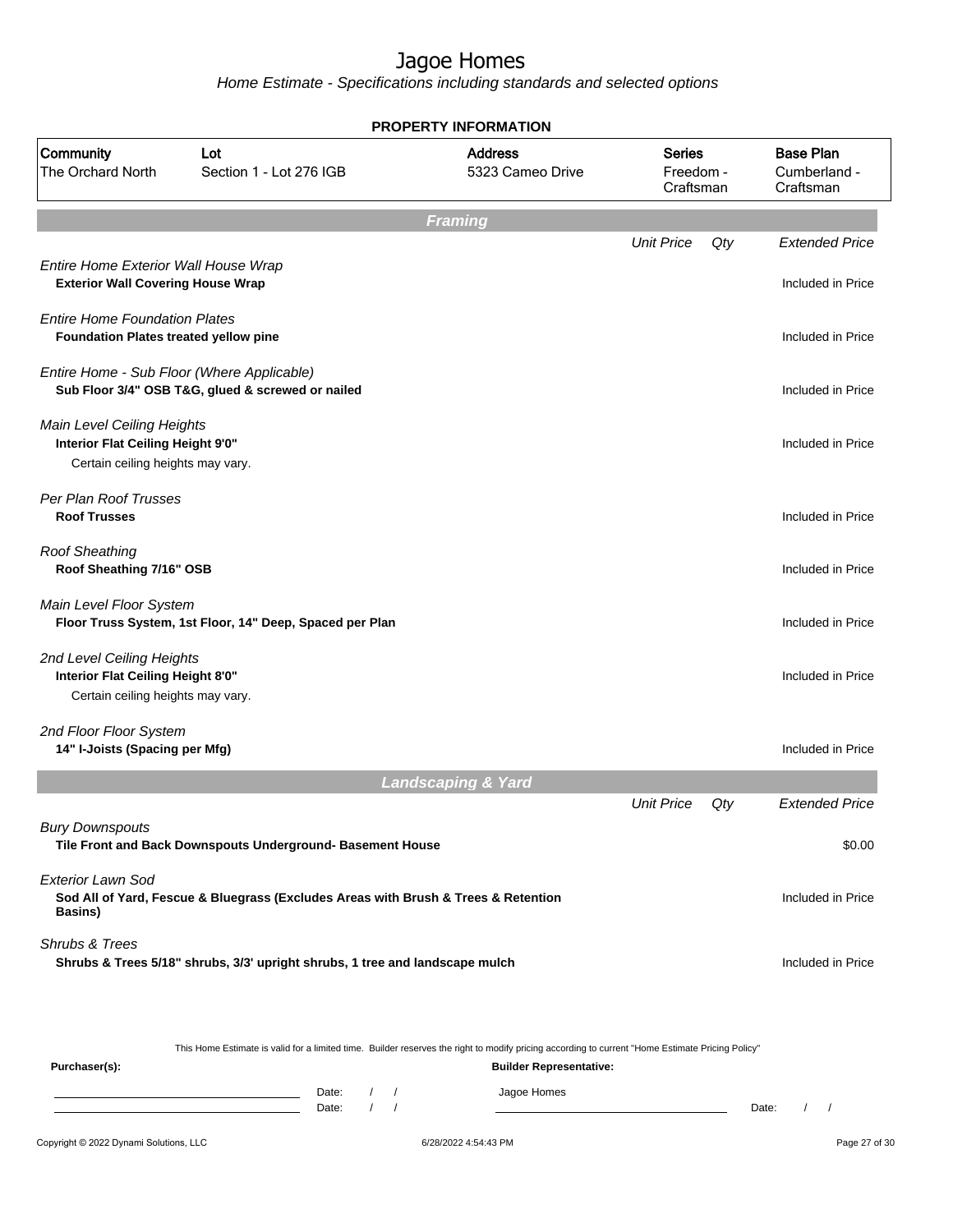# Jagoe Homes

*Home Estimate - Specifications including standards and selected options*

**PROPERTY INFORMATION**

| Community | Lot | Address | Series | Base Plan |
|---|---|---|---|---|
| The Orchard North | Section 1 - Lot 276 IGB | 5323 Cameo Drive | Freedom - Craftsman | Cumberland - Craftsman |

## Framing

| | Unit Price | Qty | Extended Price |
|---|---|---|---|
| *Entire Home Exterior Wall House Wrap*<br>**Exterior Wall Covering House Wrap** | | | Included in Price |
| *Entire Home Foundation Plates*<br>**Foundation Plates treated yellow pine** | | | Included in Price |
| *Entire Home - Sub Floor (Where Applicable)*<br>**Sub Floor 3/4" OSB T&G, glued & screwed or nailed** | | | Included in Price |
| *Main Level Ceiling Heights*<br>**Interior Flat Ceiling Height 9'0"**<br>Certain ceiling heights may vary. | | | Included in Price |
| *Per Plan Roof Trusses*<br>**Roof Trusses** | | | Included in Price |
| *Roof Sheathing*<br>**Roof Sheathing 7/16" OSB** | | | Included in Price |
| *Main Level Floor System*<br>**Floor Truss System, 1st Floor, 14" Deep, Spaced per Plan** | | | Included in Price |
| *2nd Level Ceiling Heights*<br>**Interior Flat Ceiling Height 8'0"**<br>Certain ceiling heights may vary. | | | Included in Price |
| *2nd Floor Floor System*<br>**14" I-Joists (Spacing per Mfg)** | | | Included in Price |

## Landscaping & Yard

| | Unit Price | Qty | Extended Price |
|---|---|---|---|
| *Bury Downspouts*<br>**Tile Front and Back Downspouts Underground- Basement House** | | | $0.00 |
| *Exterior Lawn Sod*<br>**Sod All of Yard, Fescue & Bluegrass (Excludes Areas with Brush & Trees & Retention Basins)** | | | Included in Price |
| *Shrubs & Trees*<br>**Shrubs & Trees 5/18" shrubs, 3/3' upright shrubs, 1 tree and landscape mulch** | | | Included in Price |

This Home Estimate is valid for a limited time. Builder reserves the right to modify pricing according to current "Home Estimate Pricing Policy"

**Purchaser(s):**

Date: / /

Date: / /

**Builder Representative:**

Jagoe Homes

Date: / /

Copyright © 2022 Dynami Solutions, LLC — 6/28/2022 4:54:43 PM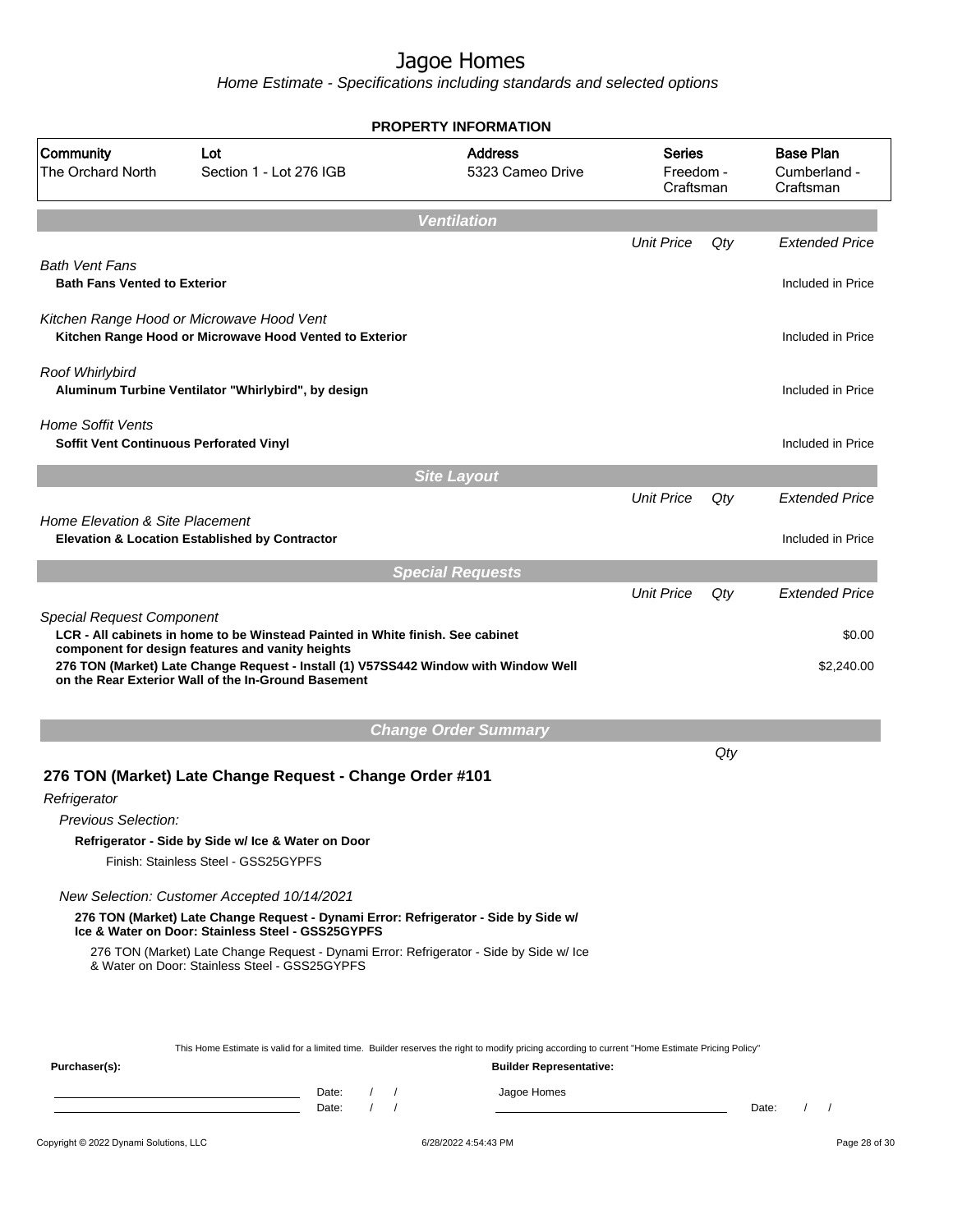# Jagoe Homes

*Home Estimate - Specifications including standards and selected options*

**PROPERTY INFORMATION**

| Community | Lot | Address | Series | Base Plan |
|---|---|---|---|---|
| The Orchard North | Section 1 - Lot 276 IGB | 5323 Cameo Drive | Freedom - Craftsman | Cumberland - Craftsman |

## Ventilation

| | Unit Price | Qty | Extended Price |
|---|---|---|---|
| *Bath Vent Fans* | | | |
| **Bath Fans Vented to Exterior** | | | Included in Price |
| *Kitchen Range Hood or Microwave Hood Vent* | | | |
| **Kitchen Range Hood or Microwave Hood Vented to Exterior** | | | Included in Price |
| *Roof Whirlybird* | | | |
| **Aluminum Turbine Ventilator "Whirlybird", by design** | | | Included in Price |
| *Home Soffit Vents* | | | |
| **Soffit Vent Continuous Perforated Vinyl** | | | Included in Price |

## Site Layout

| | Unit Price | Qty | Extended Price |
|---|---|---|---|
| *Home Elevation & Site Placement* | | | |
| **Elevation & Location Established by Contractor** | | | Included in Price |

## Special Requests

| | Unit Price | Qty | Extended Price |
|---|---|---|---|
| *Special Request Component* | | | |
| **LCR - All cabinets in home to be Winstead Painted in White finish. See cabinet component for design features and vanity heights** | | | $0.00 |
| **276 TON (Market) Late Change Request - Install (1) V57SS442 Window with Window Well on the Rear Exterior Wall of the In-Ground Basement** | | | $2,240.00 |

## Change Order Summary

Qty

### 276 TON (Market) Late Change Request - Change Order #101

*Refrigerator*

*Previous Selection:*

**Refrigerator - Side by Side w/ Ice & Water on Door**

Finish: Stainless Steel - GSS25GYPFS

*New Selection: Customer Accepted 10/14/2021*

**276 TON (Market) Late Change Request - Dynami Error: Refrigerator - Side by Side w/ Ice & Water on Door: Stainless Steel - GSS25GYPFS**

276 TON (Market) Late Change Request - Dynami Error: Refrigerator - Side by Side w/ Ice & Water on Door: Stainless Steel - GSS25GYPFS

This Home Estimate is valid for a limited time. Builder reserves the right to modify pricing according to current "Home Estimate Pricing Policy"

**Purchaser(s):**

Date: / /

Date: / /

**Builder Representative:**

Jagoe Homes

Date: / /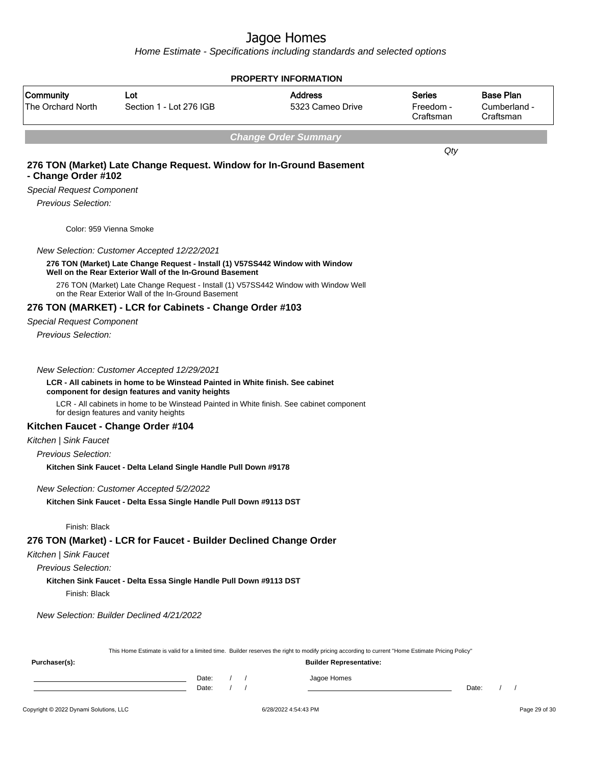# Jagoe Homes

*Home Estimate - Specifications including standards and selected options*

**PROPERTY INFORMATION**

| Community | Lot | Address | Series | Base Plan |
|---|---|---|---|---|
| The Orchard North | Section 1 - Lot 276 IGB | 5323 Cameo Drive | Freedom - Craftsman | Cumberland - Craftsman |

***Change Order Summary***

*Qty*

### 276 TON (Market) Late Change Request. Window for In-Ground Basement - Change Order #102

*Special Request Component*

*Previous Selection:*

Color: 959 Vienna Smoke

*New Selection: Customer Accepted 12/22/2021*

**276 TON (Market) Late Change Request - Install (1) V57SS442 Window with Window Well on the Rear Exterior Wall of the In-Ground Basement**

276 TON (Market) Late Change Request - Install (1) V57SS442 Window with Window Well on the Rear Exterior Wall of the In-Ground Basement

### 276 TON (MARKET) - LCR for Cabinets - Change Order #103

*Special Request Component*

*Previous Selection:*

*New Selection: Customer Accepted 12/29/2021*

**LCR - All cabinets in home to be Winstead Painted in White finish. See cabinet component for design features and vanity heights**

LCR - All cabinets in home to be Winstead Painted in White finish. See cabinet component for design features and vanity heights

### Kitchen Faucet - Change Order #104

*Kitchen | Sink Faucet*

*Previous Selection:*

**Kitchen Sink Faucet - Delta Leland Single Handle Pull Down #9178**

*New Selection: Customer Accepted 5/2/2022*

**Kitchen Sink Faucet - Delta Essa Single Handle Pull Down #9113 DST**

Finish: Black

### 276 TON (Market) - LCR for Faucet - Builder Declined Change Order

*Kitchen | Sink Faucet*

*Previous Selection:*

**Kitchen Sink Faucet - Delta Essa Single Handle Pull Down #9113 DST**

Finish: Black

*New Selection: Builder Declined 4/21/2022*

This Home Estimate is valid for a limited time. Builder reserves the right to modify pricing according to current "Home Estimate Pricing Policy"

**Purchaser(s):**

Date: / /

Date: / /

**Builder Representative:**

Jagoe Homes

Date: / /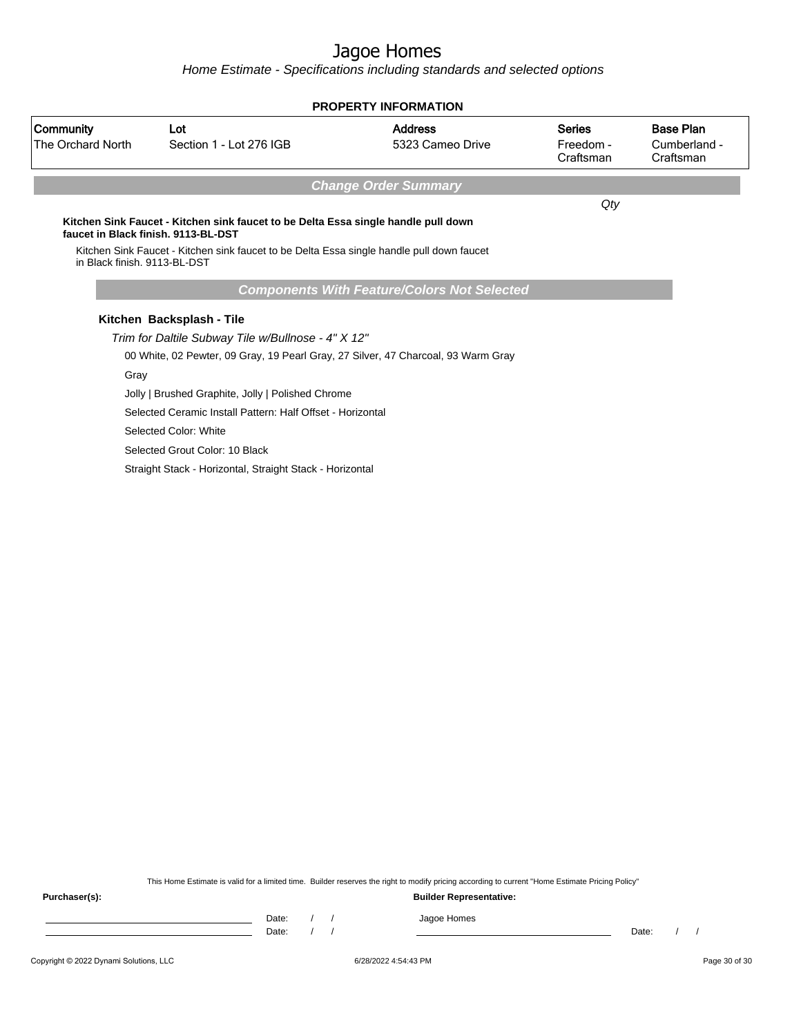# Jagoe Homes

*Home Estimate - Specifications including standards and selected options*

**PROPERTY INFORMATION**

| Community | Lot | Address | Series | Base Plan |
|---|---|---|---|---|
| The Orchard North | Section 1 - Lot 276 IGB | 5323 Cameo Drive | Freedom - Craftsman | Cumberland - Craftsman |

***Change Order Summary***

*Qty*

**Kitchen Sink Faucet - Kitchen sink faucet to be Delta Essa single handle pull down faucet in Black finish. 9113-BL-DST**

Kitchen Sink Faucet - Kitchen sink faucet to be Delta Essa single handle pull down faucet in Black finish. 9113-BL-DST

***Components With Feature/Colors Not Selected***

**Kitchen Backsplash - Tile**

*Trim for Daltile Subway Tile w/Bullnose - 4" X 12"*

00 White, 02 Pewter, 09 Gray, 19 Pearl Gray, 27 Silver, 47 Charcoal, 93 Warm Gray

Gray

Jolly | Brushed Graphite, Jolly | Polished Chrome

Selected Ceramic Install Pattern: Half Offset - Horizontal

Selected Color: White

Selected Grout Color: 10 Black

Straight Stack - Horizontal, Straight Stack - Horizontal

This Home Estimate is valid for a limited time. Builder reserves the right to modify pricing according to current "Home Estimate Pricing Policy"

**Purchaser(s):**

______________________________ Date: / /

______________________________ Date: / /

**Builder Representative:**

Jagoe Homes

______________________________ Date: / /

Copyright © 2022 Dynami Solutions, LLC

6/28/2022 4:54:43 PM